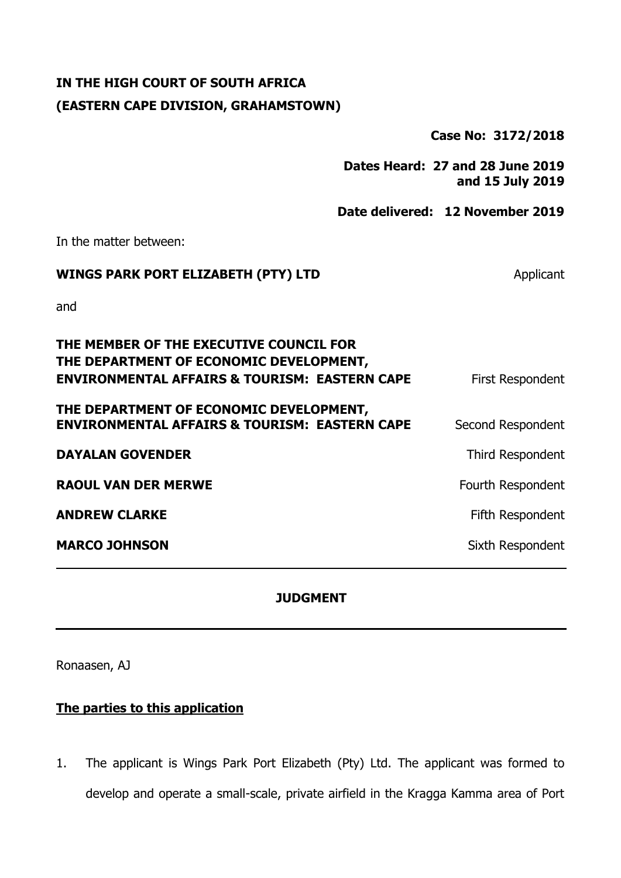**IN THE HIGH COURT OF SOUTH AFRICA**

**(EASTERN CAPE DIVISION, GRAHAMSTOWN)**

**Case No: 3172/2018**

**Dates Heard: 27 and 28 June 2019 and 15 July 2019**

**Date delivered: 12 November 2019**

In the matter between:

| | |
|---|---|
| **WINGS PARK PORT ELIZABETH (PTY) LTD** | Applicant |
| and | |
| **THE MEMBER OF THE EXECUTIVE COUNCIL FOR THE DEPARTMENT OF ECONOMIC DEVELOPMENT, ENVIRONMENTAL AFFAIRS & TOURISM: EASTERN CAPE** | First Respondent |
| **THE DEPARTMENT OF ECONOMIC DEVELOPMENT, ENVIRONMENTAL AFFAIRS & TOURISM: EASTERN CAPE** | Second Respondent |
| **DAYALAN GOVENDER** | Third Respondent |
| **RAOUL VAN DER MERWE** | Fourth Respondent |
| **ANDREW CLARKE** | Fifth Respondent |
| **MARCO JOHNSON** | Sixth Respondent |

---

**JUDGMENT**

---

Ronaasen, AJ

**The parties to this application**

1. The applicant is Wings Park Port Elizabeth (Pty) Ltd. The applicant was formed to develop and operate a small-scale, private airfield in the Kragga Kamma area of Port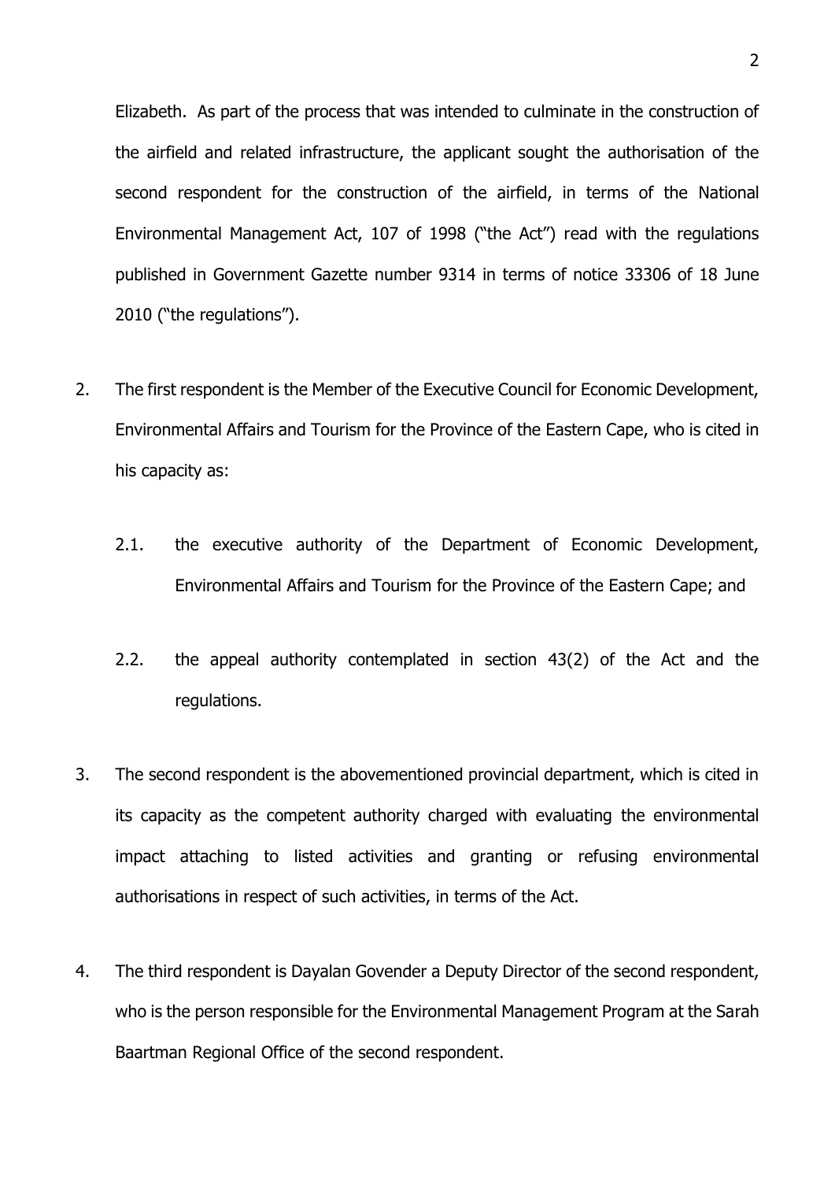Elizabeth. As part of the process that was intended to culminate in the construction of the airfield and related infrastructure, the applicant sought the authorisation of the second respondent for the construction of the airfield, in terms of the National Environmental Management Act, 107 of 1998 ("the Act") read with the regulations published in Government Gazette number 9314 in terms of notice 33306 of 18 June 2010 ("the regulations").

2. The first respondent is the Member of the Executive Council for Economic Development, Environmental Affairs and Tourism for the Province of the Eastern Cape, who is cited in his capacity as:

   2.1. the executive authority of the Department of Economic Development, Environmental Affairs and Tourism for the Province of the Eastern Cape; and

   2.2. the appeal authority contemplated in section 43(2) of the Act and the regulations.

3. The second respondent is the abovementioned provincial department, which is cited in its capacity as the competent authority charged with evaluating the environmental impact attaching to listed activities and granting or refusing environmental authorisations in respect of such activities, in terms of the Act.

4. The third respondent is Dayalan Govender a Deputy Director of the second respondent, who is the person responsible for the Environmental Management Program at the Sarah Baartman Regional Office of the second respondent.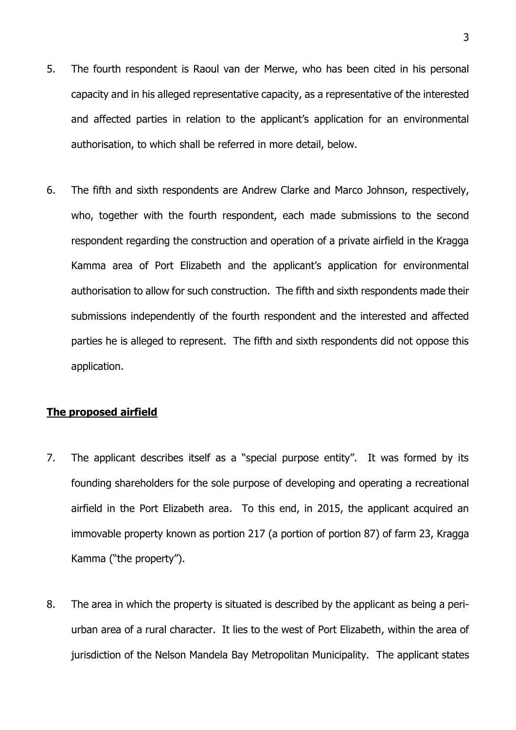5. The fourth respondent is Raoul van der Merwe, who has been cited in his personal capacity and in his alleged representative capacity, as a representative of the interested and affected parties in relation to the applicant's application for an environmental authorisation, to which shall be referred in more detail, below.

6. The fifth and sixth respondents are Andrew Clarke and Marco Johnson, respectively, who, together with the fourth respondent, each made submissions to the second respondent regarding the construction and operation of a private airfield in the Kragga Kamma area of Port Elizabeth and the applicant's application for environmental authorisation to allow for such construction. The fifth and sixth respondents made their submissions independently of the fourth respondent and the interested and affected parties he is alleged to represent. The fifth and sixth respondents did not oppose this application.

**The proposed airfield**

7. The applicant describes itself as a "special purpose entity". It was formed by its founding shareholders for the sole purpose of developing and operating a recreational airfield in the Port Elizabeth area. To this end, in 2015, the applicant acquired an immovable property known as portion 217 (a portion of portion 87) of farm 23, Kragga Kamma ("the property").

8. The area in which the property is situated is described by the applicant as being a peri-urban area of a rural character. It lies to the west of Port Elizabeth, within the area of jurisdiction of the Nelson Mandela Bay Metropolitan Municipality. The applicant states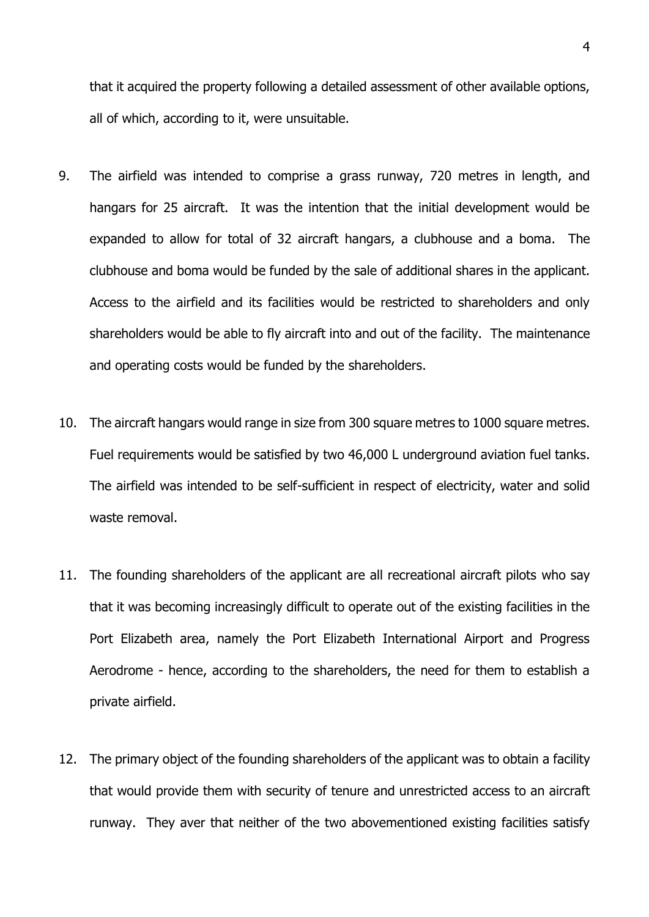that it acquired the property following a detailed assessment of other available options, all of which, according to it, were unsuitable.

9. The airfield was intended to comprise a grass runway, 720 metres in length, and hangars for 25 aircraft. It was the intention that the initial development would be expanded to allow for total of 32 aircraft hangars, a clubhouse and a boma. The clubhouse and boma would be funded by the sale of additional shares in the applicant. Access to the airfield and its facilities would be restricted to shareholders and only shareholders would be able to fly aircraft into and out of the facility. The maintenance and operating costs would be funded by the shareholders.

10. The aircraft hangars would range in size from 300 square metres to 1000 square metres. Fuel requirements would be satisfied by two 46,000 L underground aviation fuel tanks. The airfield was intended to be self-sufficient in respect of electricity, water and solid waste removal.

11. The founding shareholders of the applicant are all recreational aircraft pilots who say that it was becoming increasingly difficult to operate out of the existing facilities in the Port Elizabeth area, namely the Port Elizabeth International Airport and Progress Aerodrome - hence, according to the shareholders, the need for them to establish a private airfield.

12. The primary object of the founding shareholders of the applicant was to obtain a facility that would provide them with security of tenure and unrestricted access to an aircraft runway. They aver that neither of the two abovementioned existing facilities satisfy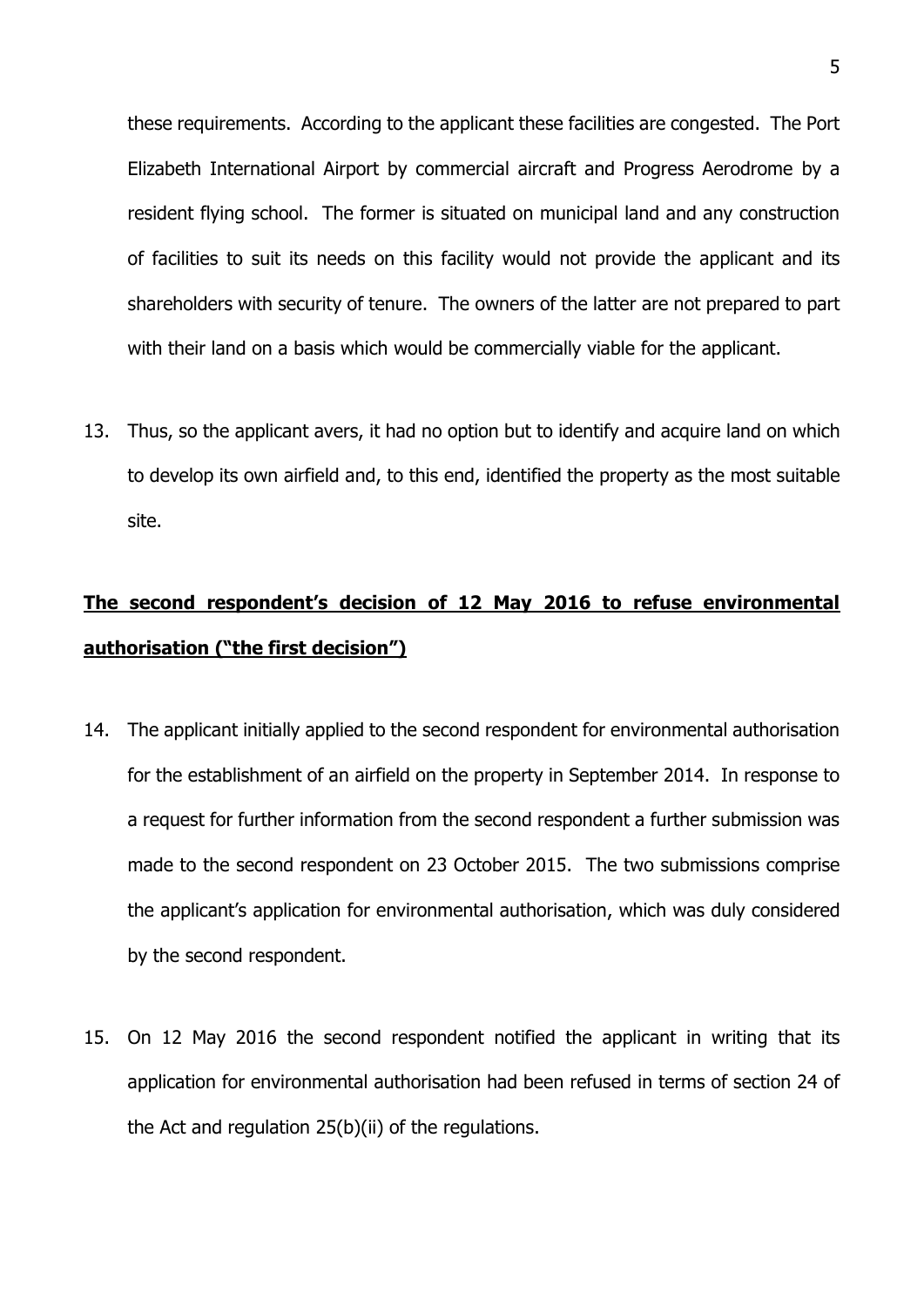these requirements. According to the applicant these facilities are congested. The Port Elizabeth International Airport by commercial aircraft and Progress Aerodrome by a resident flying school. The former is situated on municipal land and any construction of facilities to suit its needs on this facility would not provide the applicant and its shareholders with security of tenure. The owners of the latter are not prepared to part with their land on a basis which would be commercially viable for the applicant.

13. Thus, so the applicant avers, it had no option but to identify and acquire land on which to develop its own airfield and, to this end, identified the property as the most suitable site.

**<u>The second respondent's decision of 12 May 2016 to refuse environmental authorisation ("the first decision")</u>**

14. The applicant initially applied to the second respondent for environmental authorisation for the establishment of an airfield on the property in September 2014. In response to a request for further information from the second respondent a further submission was made to the second respondent on 23 October 2015. The two submissions comprise the applicant's application for environmental authorisation, which was duly considered by the second respondent.

15. On 12 May 2016 the second respondent notified the applicant in writing that its application for environmental authorisation had been refused in terms of section 24 of the Act and regulation 25(b)(ii) of the regulations.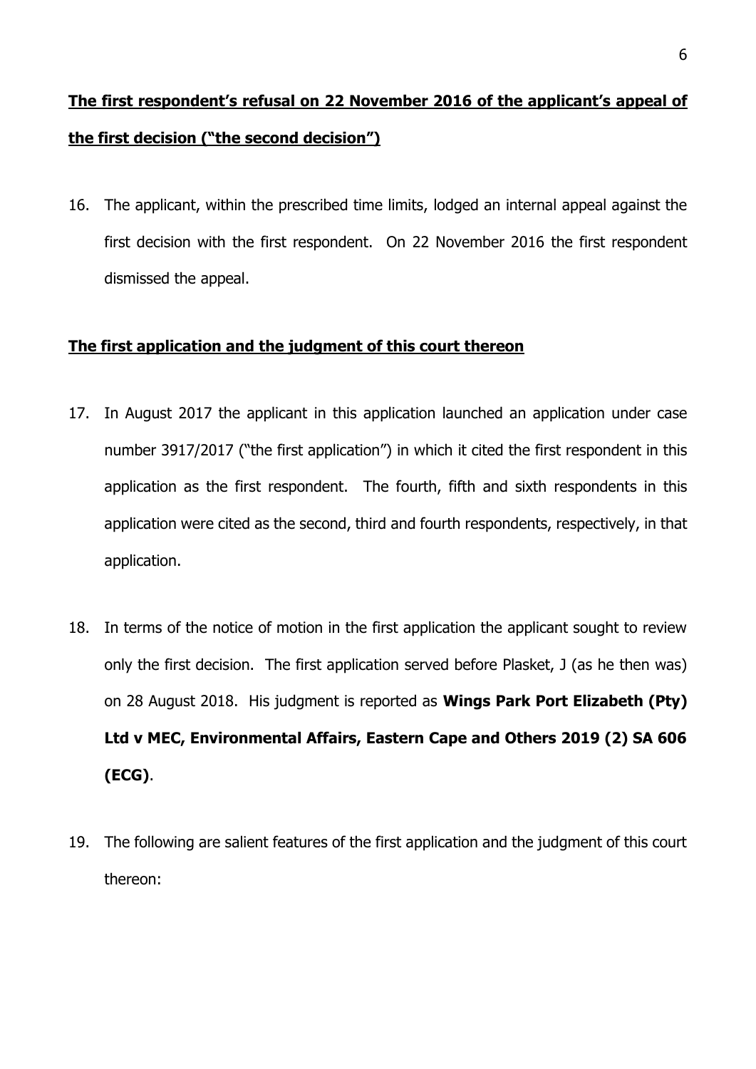**<u>The first respondent's refusal on 22 November 2016 of the applicant's appeal of the first decision ("the second decision")</u>**

16. The applicant, within the prescribed time limits, lodged an internal appeal against the first decision with the first respondent. On 22 November 2016 the first respondent dismissed the appeal.

**<u>The first application and the judgment of this court thereon</u>**

17. In August 2017 the applicant in this application launched an application under case number 3917/2017 ("the first application") in which it cited the first respondent in this application as the first respondent. The fourth, fifth and sixth respondents in this application were cited as the second, third and fourth respondents, respectively, in that application.

18. In terms of the notice of motion in the first application the applicant sought to review only the first decision. The first application served before Plasket, J (as he then was) on 28 August 2018. His judgment is reported as **Wings Park Port Elizabeth (Pty) Ltd v MEC, Environmental Affairs, Eastern Cape and Others 2019 (2) SA 606 (ECG)**.

19. The following are salient features of the first application and the judgment of this court thereon: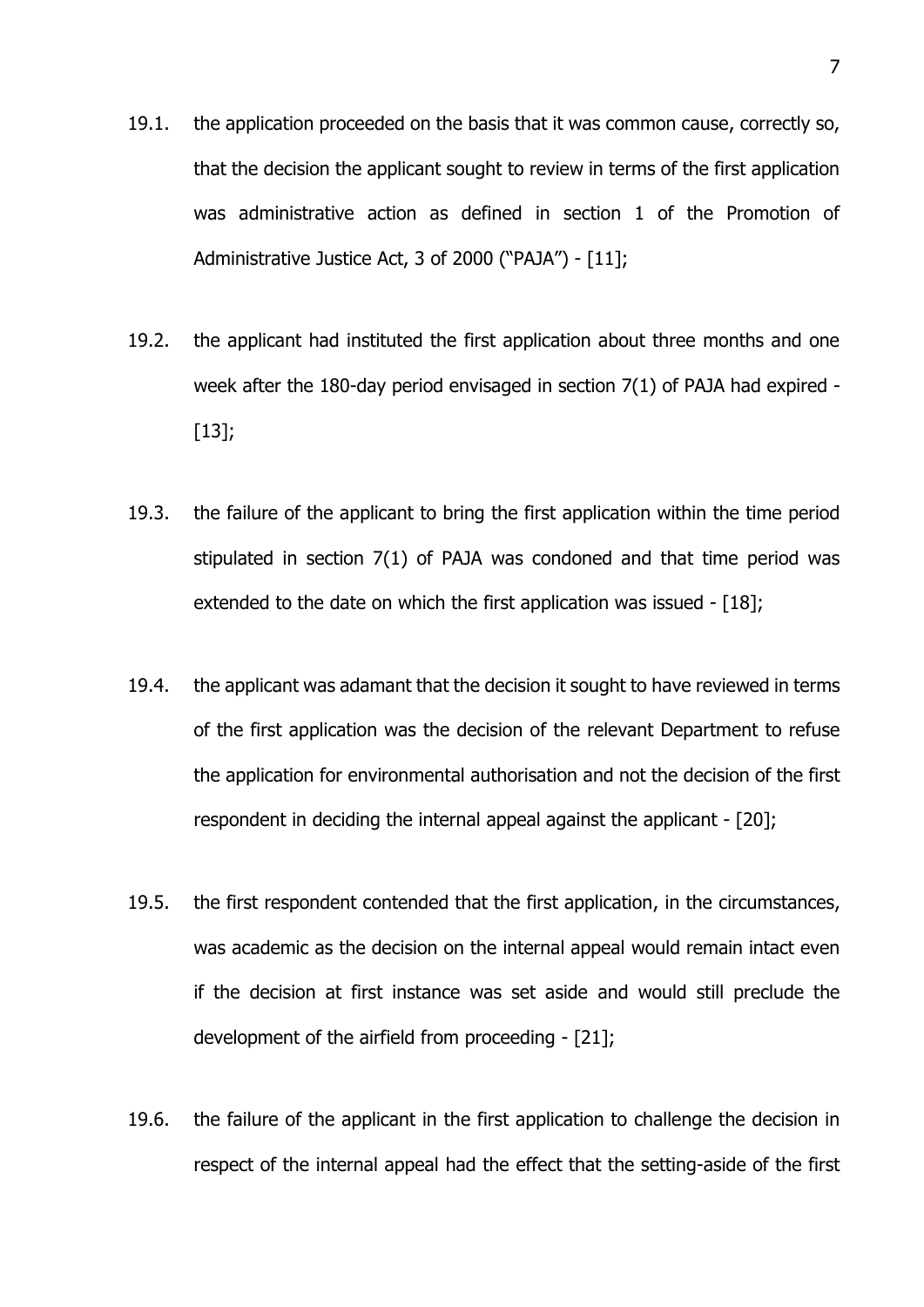19.1. the application proceeded on the basis that it was common cause, correctly so, that the decision the applicant sought to review in terms of the first application was administrative action as defined in section 1 of the Promotion of Administrative Justice Act, 3 of 2000 ("PAJA") - [11];

19.2. the applicant had instituted the first application about three months and one week after the 180-day period envisaged in section 7(1) of PAJA had expired - [13];

19.3. the failure of the applicant to bring the first application within the time period stipulated in section 7(1) of PAJA was condoned and that time period was extended to the date on which the first application was issued - [18];

19.4. the applicant was adamant that the decision it sought to have reviewed in terms of the first application was the decision of the relevant Department to refuse the application for environmental authorisation and not the decision of the first respondent in deciding the internal appeal against the applicant - [20];

19.5. the first respondent contended that the first application, in the circumstances, was academic as the decision on the internal appeal would remain intact even if the decision at first instance was set aside and would still preclude the development of the airfield from proceeding - [21];

19.6. the failure of the applicant in the first application to challenge the decision in respect of the internal appeal had the effect that the setting-aside of the first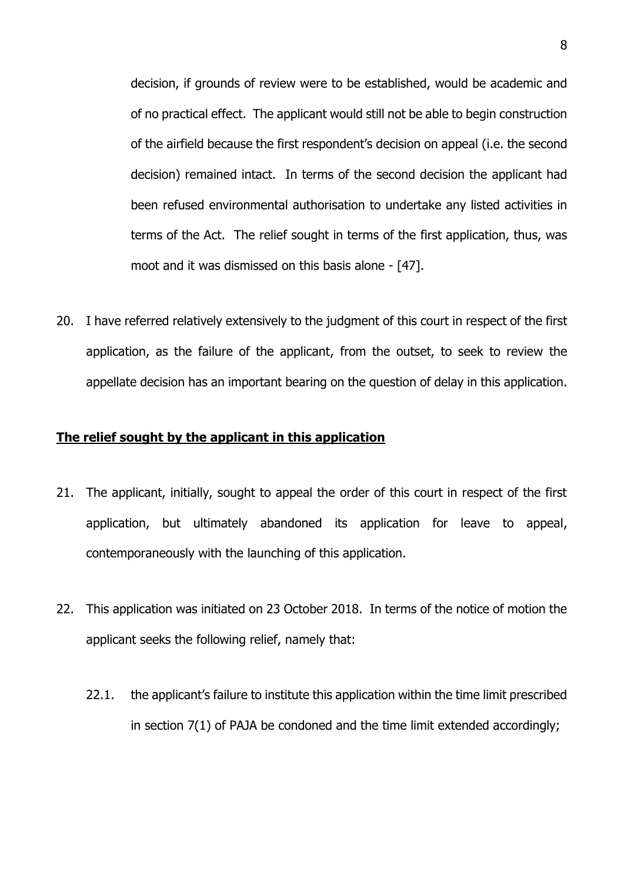decision, if grounds of review were to be established, would be academic and of no practical effect. The applicant would still not be able to begin construction of the airfield because the first respondent's decision on appeal (i.e. the second decision) remained intact. In terms of the second decision the applicant had been refused environmental authorisation to undertake any listed activities in terms of the Act. The relief sought in terms of the first application, thus, was moot and it was dismissed on this basis alone - [47].

20. I have referred relatively extensively to the judgment of this court in respect of the first application, as the failure of the applicant, from the outset, to seek to review the appellate decision has an important bearing on the question of delay in this application.

**The relief sought by the applicant in this application**

21. The applicant, initially, sought to appeal the order of this court in respect of the first application, but ultimately abandoned its application for leave to appeal, contemporaneously with the launching of this application.

22. This application was initiated on 23 October 2018. In terms of the notice of motion the applicant seeks the following relief, namely that:

    22.1. the applicant's failure to institute this application within the time limit prescribed in section 7(1) of PAJA be condoned and the time limit extended accordingly;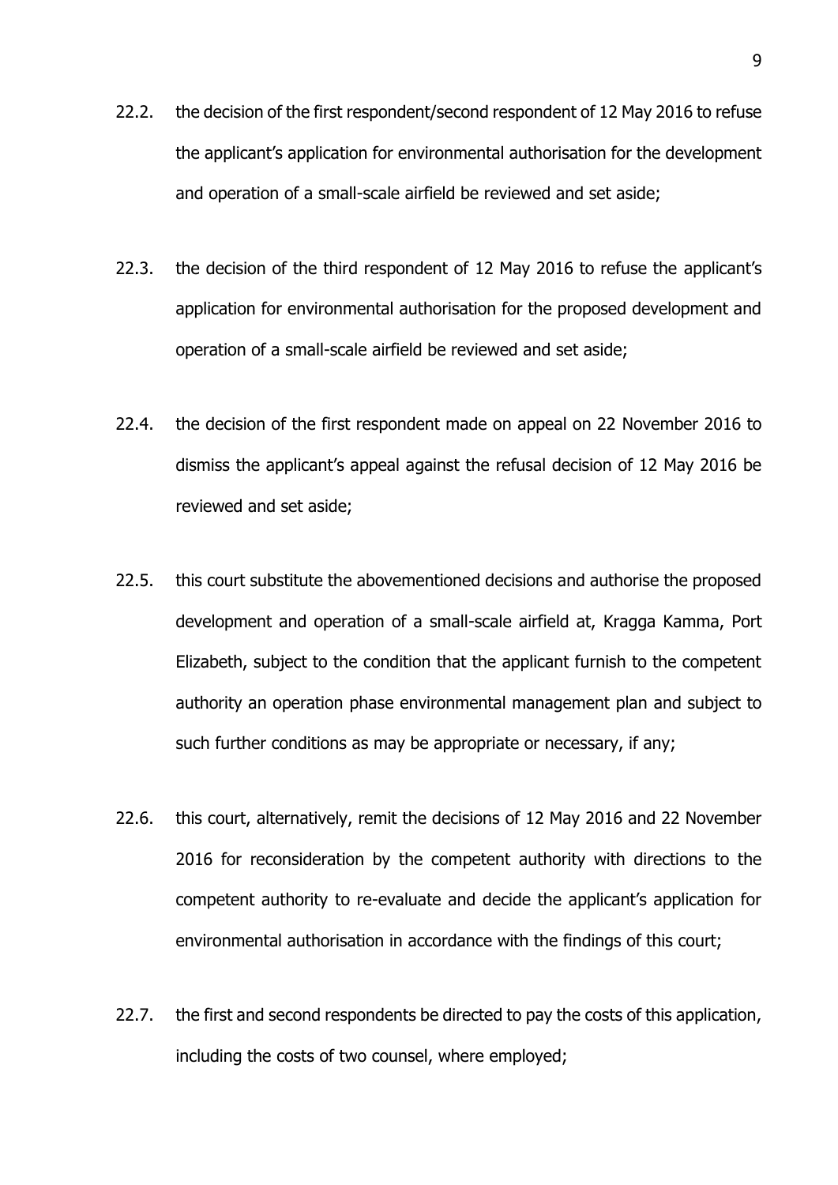22.2. the decision of the first respondent/second respondent of 12 May 2016 to refuse the applicant's application for environmental authorisation for the development and operation of a small-scale airfield be reviewed and set aside;

22.3. the decision of the third respondent of 12 May 2016 to refuse the applicant's application for environmental authorisation for the proposed development and operation of a small-scale airfield be reviewed and set aside;

22.4. the decision of the first respondent made on appeal on 22 November 2016 to dismiss the applicant's appeal against the refusal decision of 12 May 2016 be reviewed and set aside;

22.5. this court substitute the abovementioned decisions and authorise the proposed development and operation of a small-scale airfield at, Kragga Kamma, Port Elizabeth, subject to the condition that the applicant furnish to the competent authority an operation phase environmental management plan and subject to such further conditions as may be appropriate or necessary, if any;

22.6. this court, alternatively, remit the decisions of 12 May 2016 and 22 November 2016 for reconsideration by the competent authority with directions to the competent authority to re-evaluate and decide the applicant's application for environmental authorisation in accordance with the findings of this court;

22.7. the first and second respondents be directed to pay the costs of this application, including the costs of two counsel, where employed;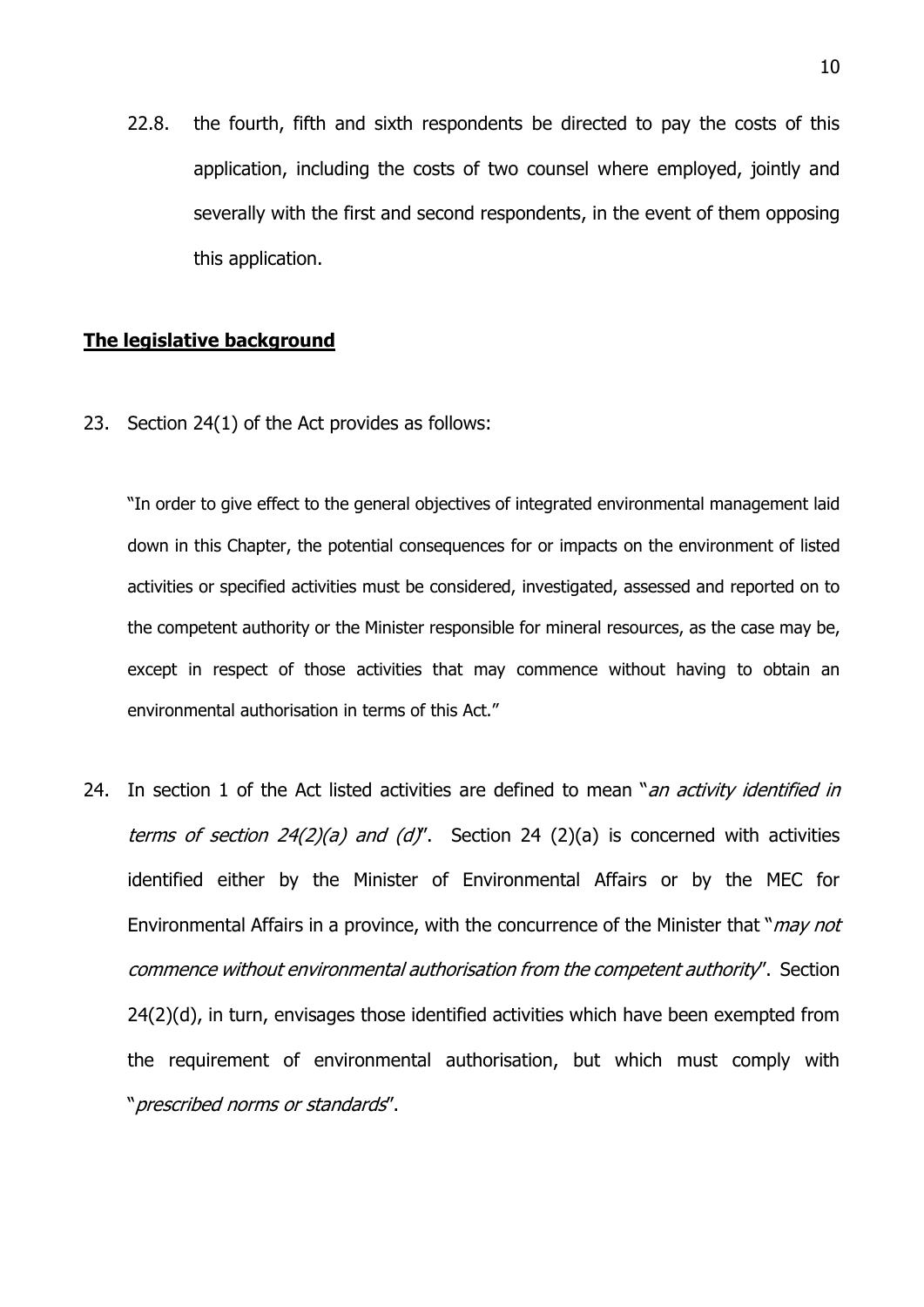22.8. the fourth, fifth and sixth respondents be directed to pay the costs of this application, including the costs of two counsel where employed, jointly and severally with the first and second respondents, in the event of them opposing this application.

**<u>The legislative background</u>**

23. Section 24(1) of the Act provides as follows:

> "In order to give effect to the general objectives of integrated environmental management laid down in this Chapter, the potential consequences for or impacts on the environment of listed activities or specified activities must be considered, investigated, assessed and reported on to the competent authority or the Minister responsible for mineral resources, as the case may be, except in respect of those activities that may commence without having to obtain an environmental authorisation in terms of this Act."

24. In section 1 of the Act listed activities are defined to mean "*an activity identified in terms of section 24(2)(a) and (d)*". Section 24 (2)(a) is concerned with activities identified either by the Minister of Environmental Affairs or by the MEC for Environmental Affairs in a province, with the concurrence of the Minister that "*may not commence without environmental authorisation from the competent authority*". Section 24(2)(d), in turn, envisages those identified activities which have been exempted from the requirement of environmental authorisation, but which must comply with "*prescribed norms or standards*".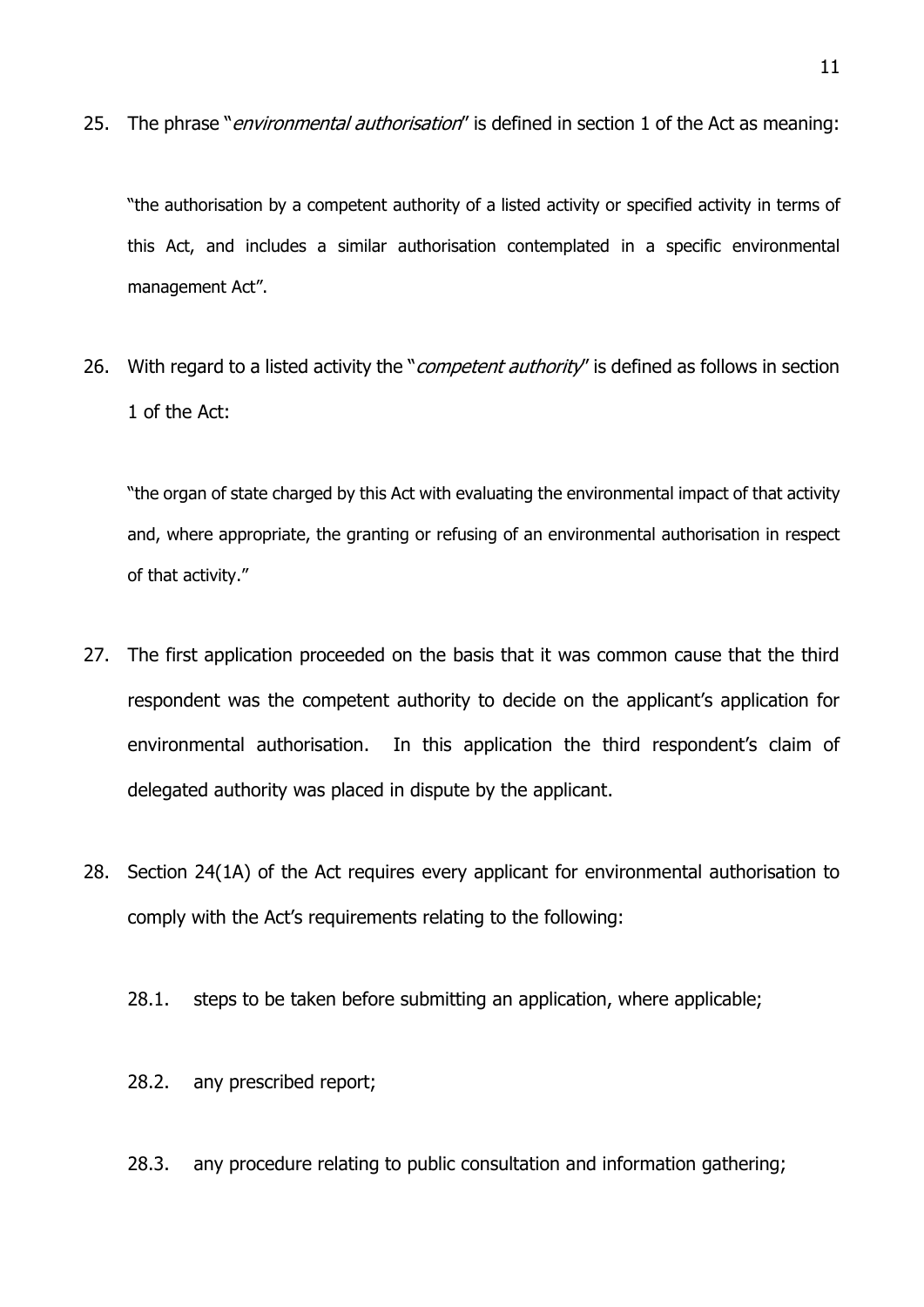25. The phrase "*environmental authorisation*" is defined in section 1 of the Act as meaning:

    "the authorisation by a competent authority of a listed activity or specified activity in terms of this Act, and includes a similar authorisation contemplated in a specific environmental management Act".

26. With regard to a listed activity the "*competent authority*" is defined as follows in section 1 of the Act:

    "the organ of state charged by this Act with evaluating the environmental impact of that activity and, where appropriate, the granting or refusing of an environmental authorisation in respect of that activity."

27. The first application proceeded on the basis that it was common cause that the third respondent was the competent authority to decide on the applicant's application for environmental authorisation. In this application the third respondent's claim of delegated authority was placed in dispute by the applicant.

28. Section 24(1A) of the Act requires every applicant for environmental authorisation to comply with the Act's requirements relating to the following:

    28.1. steps to be taken before submitting an application, where applicable;

    28.2. any prescribed report;

    28.3. any procedure relating to public consultation and information gathering;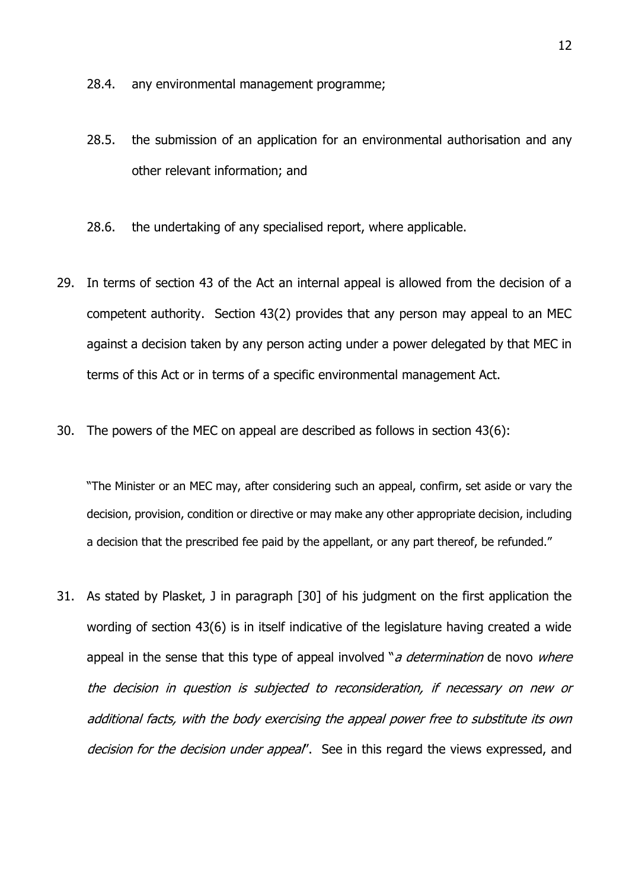28.4. any environmental management programme;

28.5. the submission of an application for an environmental authorisation and any other relevant information; and

28.6. the undertaking of any specialised report, where applicable.

29. In terms of section 43 of the Act an internal appeal is allowed from the decision of a competent authority. Section 43(2) provides that any person may appeal to an MEC against a decision taken by any person acting under a power delegated by that MEC in terms of this Act or in terms of a specific environmental management Act.

30. The powers of the MEC on appeal are described as follows in section 43(6):

"The Minister or an MEC may, after considering such an appeal, confirm, set aside or vary the decision, provision, condition or directive or may make any other appropriate decision, including a decision that the prescribed fee paid by the appellant, or any part thereof, be refunded."

31. As stated by Plasket, J in paragraph [30] of his judgment on the first application the wording of section 43(6) is in itself indicative of the legislature having created a wide appeal in the sense that this type of appeal involved "*a determination* de novo *where the decision in question is subjected to reconsideration, if necessary on new or additional facts, with the body exercising the appeal power free to substitute its own decision for the decision under appeal*". See in this regard the views expressed, and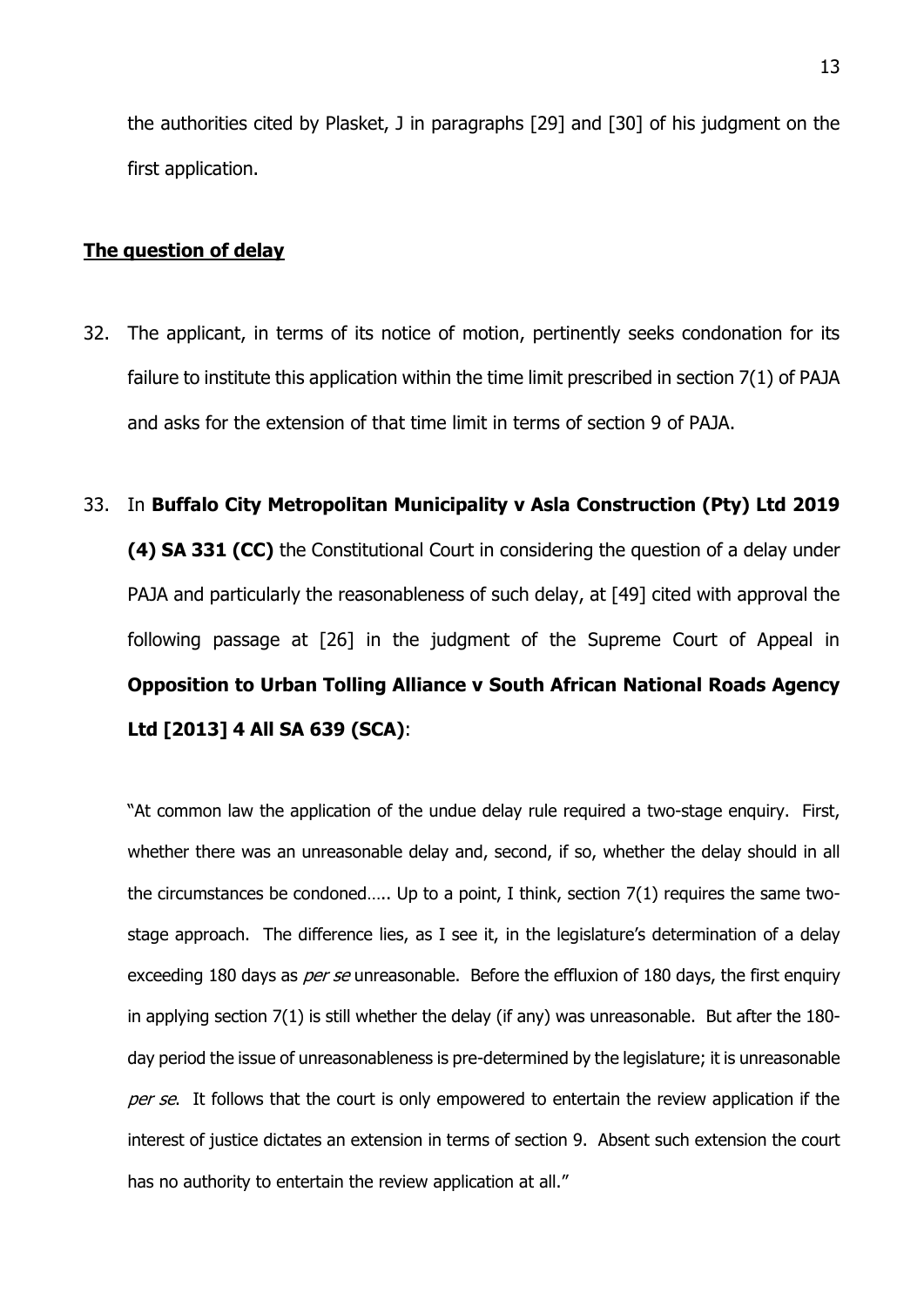the authorities cited by Plasket, J in paragraphs [29] and [30] of his judgment on the first application.

## The question of delay

32. The applicant, in terms of its notice of motion, pertinently seeks condonation for its failure to institute this application within the time limit prescribed in section 7(1) of PAJA and asks for the extension of that time limit in terms of section 9 of PAJA.

33. In **Buffalo City Metropolitan Municipality v Asla Construction (Pty) Ltd 2019 (4) SA 331 (CC)** the Constitutional Court in considering the question of a delay under PAJA and particularly the reasonableness of such delay, at [49] cited with approval the following passage at [26] in the judgment of the Supreme Court of Appeal in **Opposition to Urban Tolling Alliance v South African National Roads Agency Ltd [2013] 4 All SA 639 (SCA)**:

> "At common law the application of the undue delay rule required a two-stage enquiry. First, whether there was an unreasonable delay and, second, if so, whether the delay should in all the circumstances be condoned….. Up to a point, I think, section 7(1) requires the same two-stage approach. The difference lies, as I see it, in the legislature's determination of a delay exceeding 180 days as *per se* unreasonable. Before the effluxion of 180 days, the first enquiry in applying section 7(1) is still whether the delay (if any) was unreasonable. But after the 180-day period the issue of unreasonableness is pre-determined by the legislature; it is unreasonable *per se*. It follows that the court is only empowered to entertain the review application if the interest of justice dictates an extension in terms of section 9. Absent such extension the court has no authority to entertain the review application at all."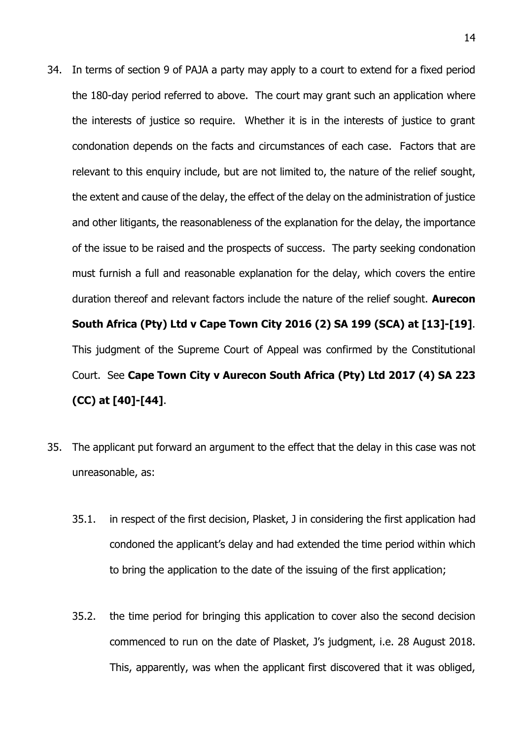34. In terms of section 9 of PAJA a party may apply to a court to extend for a fixed period the 180-day period referred to above. The court may grant such an application where the interests of justice so require. Whether it is in the interests of justice to grant condonation depends on the facts and circumstances of each case. Factors that are relevant to this enquiry include, but are not limited to, the nature of the relief sought, the extent and cause of the delay, the effect of the delay on the administration of justice and other litigants, the reasonableness of the explanation for the delay, the importance of the issue to be raised and the prospects of success. The party seeking condonation must furnish a full and reasonable explanation for the delay, which covers the entire duration thereof and relevant factors include the nature of the relief sought. **Aurecon South Africa (Pty) Ltd v Cape Town City 2016 (2) SA 199 (SCA) at [13]-[19]**. This judgment of the Supreme Court of Appeal was confirmed by the Constitutional Court. See **Cape Town City v Aurecon South Africa (Pty) Ltd 2017 (4) SA 223 (CC) at [40]-[44]**.

35. The applicant put forward an argument to the effect that the delay in this case was not unreasonable, as:

    35.1. in respect of the first decision, Plasket, J in considering the first application had condoned the applicant's delay and had extended the time period within which to bring the application to the date of the issuing of the first application;

    35.2. the time period for bringing this application to cover also the second decision commenced to run on the date of Plasket, J's judgment, i.e. 28 August 2018. This, apparently, was when the applicant first discovered that it was obliged,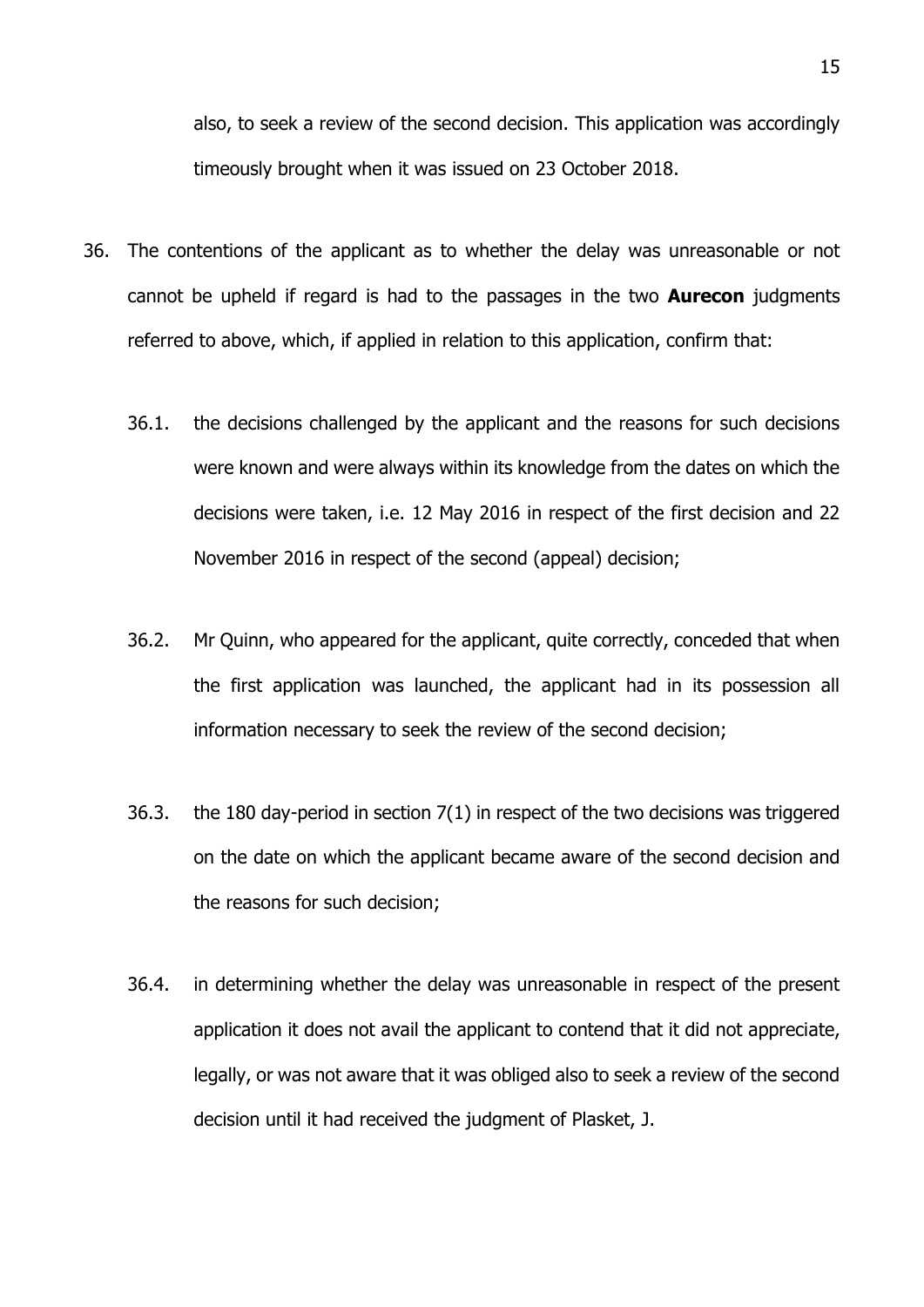also, to seek a review of the second decision. This application was accordingly timeously brought when it was issued on 23 October 2018.

36. The contentions of the applicant as to whether the delay was unreasonable or not cannot be upheld if regard is had to the passages in the two **Aurecon** judgments referred to above, which, if applied in relation to this application, confirm that:

   36.1. the decisions challenged by the applicant and the reasons for such decisions were known and were always within its knowledge from the dates on which the decisions were taken, i.e. 12 May 2016 in respect of the first decision and 22 November 2016 in respect of the second (appeal) decision;

   36.2. Mr Quinn, who appeared for the applicant, quite correctly, conceded that when the first application was launched, the applicant had in its possession all information necessary to seek the review of the second decision;

   36.3. the 180 day-period in section 7(1) in respect of the two decisions was triggered on the date on which the applicant became aware of the second decision and the reasons for such decision;

   36.4. in determining whether the delay was unreasonable in respect of the present application it does not avail the applicant to contend that it did not appreciate, legally, or was not aware that it was obliged also to seek a review of the second decision until it had received the judgment of Plasket, J.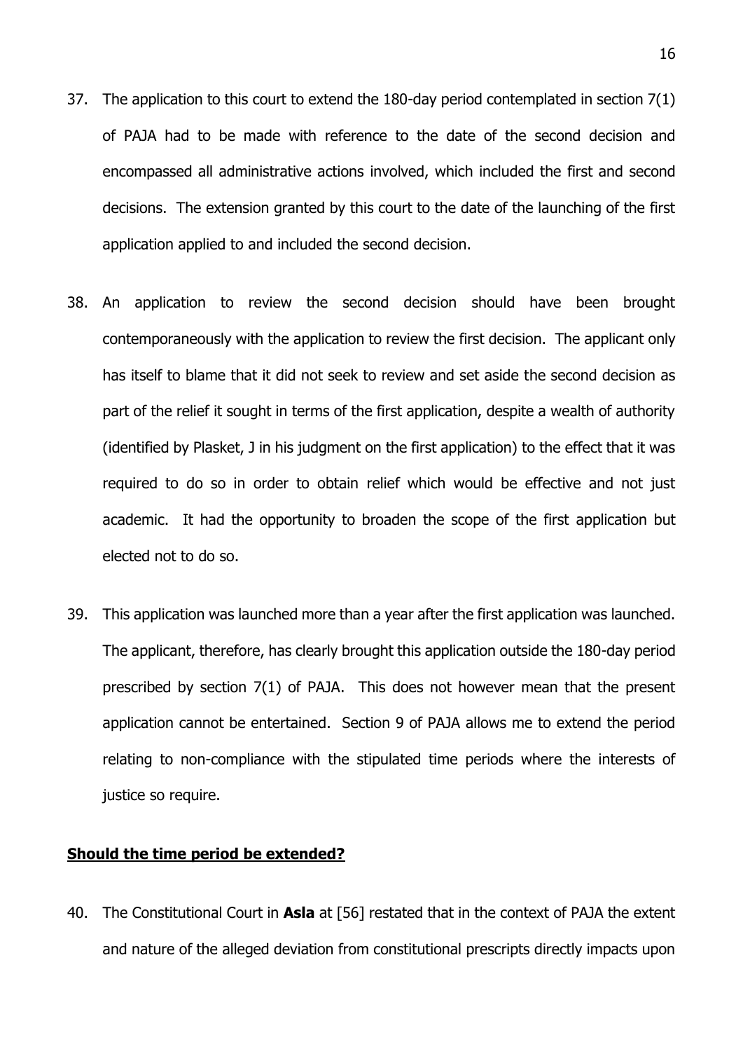37. The application to this court to extend the 180-day period contemplated in section 7(1) of PAJA had to be made with reference to the date of the second decision and encompassed all administrative actions involved, which included the first and second decisions. The extension granted by this court to the date of the launching of the first application applied to and included the second decision.

38. An application to review the second decision should have been brought contemporaneously with the application to review the first decision. The applicant only has itself to blame that it did not seek to review and set aside the second decision as part of the relief it sought in terms of the first application, despite a wealth of authority (identified by Plasket, J in his judgment on the first application) to the effect that it was required to do so in order to obtain relief which would be effective and not just academic. It had the opportunity to broaden the scope of the first application but elected not to do so.

39. This application was launched more than a year after the first application was launched. The applicant, therefore, has clearly brought this application outside the 180-day period prescribed by section 7(1) of PAJA. This does not however mean that the present application cannot be entertained. Section 9 of PAJA allows me to extend the period relating to non-compliance with the stipulated time periods where the interests of justice so require.

**Should the time period be extended?**

40. The Constitutional Court in **Asla** at [56] restated that in the context of PAJA the extent and nature of the alleged deviation from constitutional prescripts directly impacts upon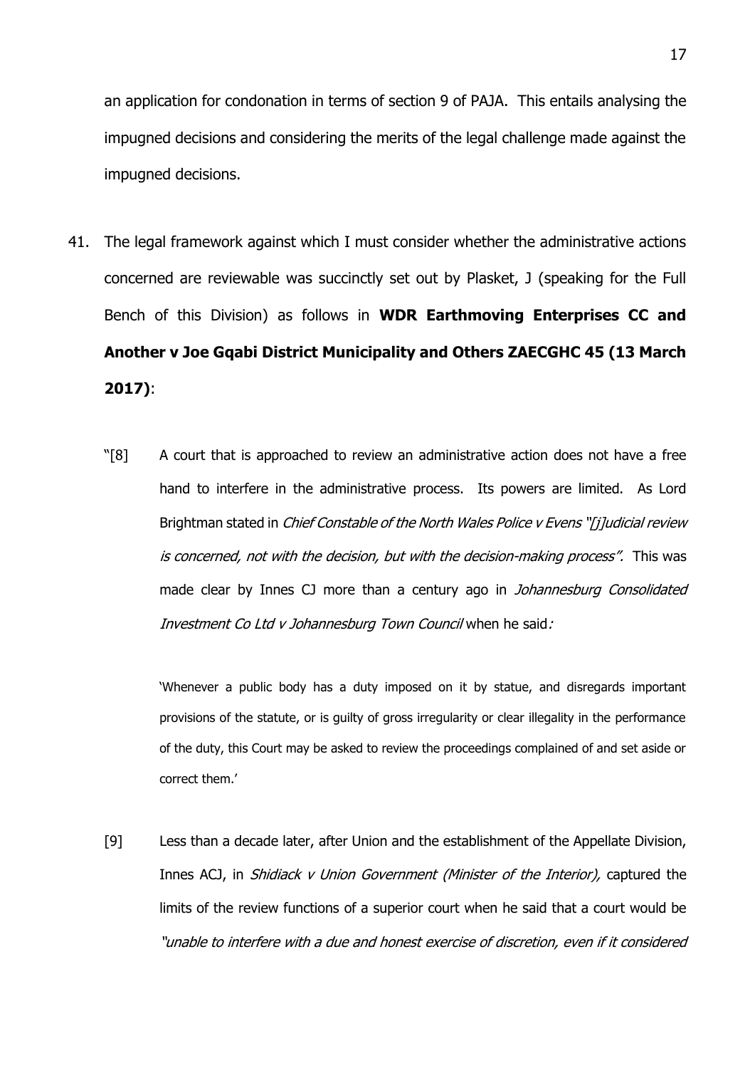an application for condonation in terms of section 9 of PAJA. This entails analysing the impugned decisions and considering the merits of the legal challenge made against the impugned decisions.

41. The legal framework against which I must consider whether the administrative actions concerned are reviewable was succinctly set out by Plasket, J (speaking for the Full Bench of this Division) as follows in **WDR Earthmoving Enterprises CC and Another v Joe Gqabi District Municipality and Others ZAECGHC 45 (13 March 2017)**:

"[8] A court that is approached to review an administrative action does not have a free hand to interfere in the administrative process. Its powers are limited. As Lord Brightman stated in *Chief Constable of the North Wales Police v Evens "[j]udicial review is concerned, not with the decision, but with the decision-making process".* This was made clear by Innes CJ more than a century ago in *Johannesburg Consolidated Investment Co Ltd v Johannesburg Town Council* when he said*:*

> 'Whenever a public body has a duty imposed on it by statue, and disregards important provisions of the statute, or is guilty of gross irregularity or clear illegality in the performance of the duty, this Court may be asked to review the proceedings complained of and set aside or correct them.'

[9] Less than a decade later, after Union and the establishment of the Appellate Division, Innes ACJ, in *Shidiack v Union Government (Minister of the Interior),* captured the limits of the review functions of a superior court when he said that a court would be *"unable to interfere with a due and honest exercise of discretion, even if it considered*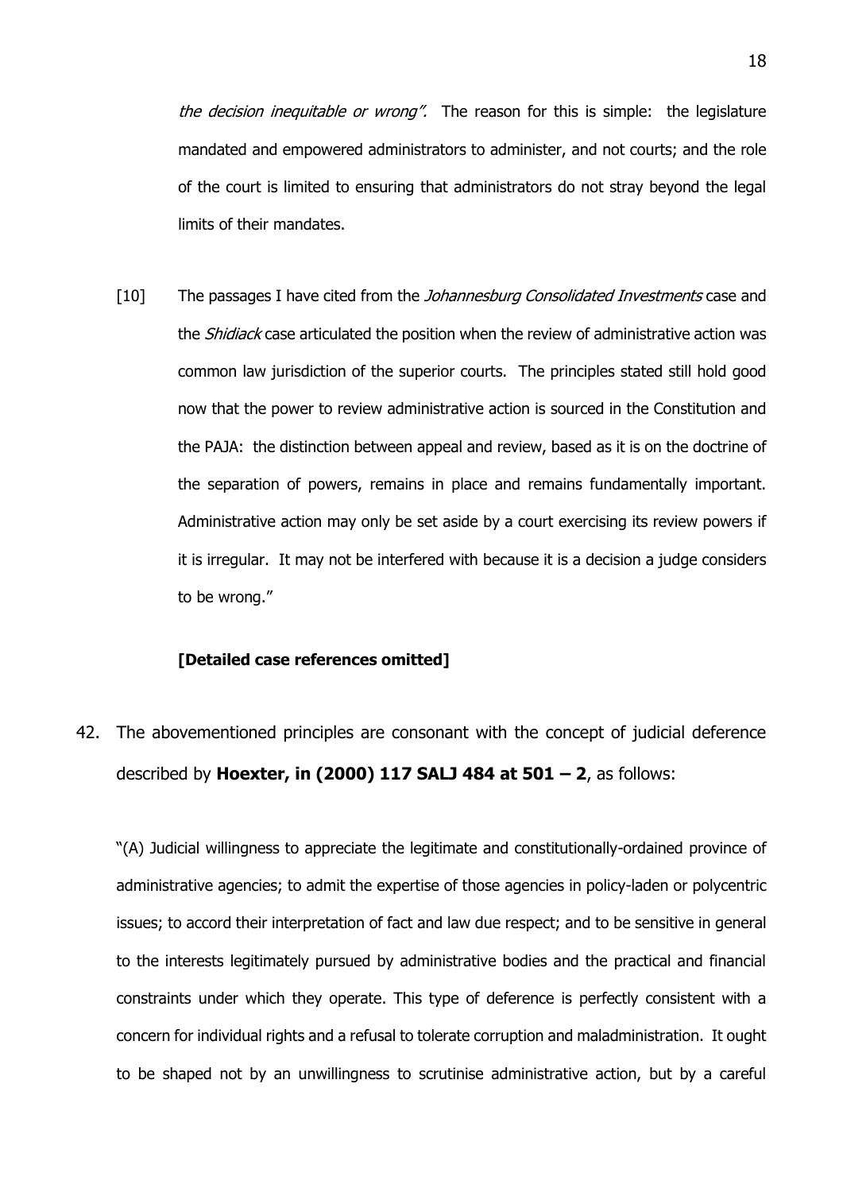*the decision inequitable or wrong".* The reason for this is simple: the legislature mandated and empowered administrators to administer, and not courts; and the role of the court is limited to ensuring that administrators do not stray beyond the legal limits of their mandates.

[10] The passages I have cited from the *Johannesburg Consolidated Investments* case and the *Shidiack* case articulated the position when the review of administrative action was common law jurisdiction of the superior courts. The principles stated still hold good now that the power to review administrative action is sourced in the Constitution and the PAJA: the distinction between appeal and review, based as it is on the doctrine of the separation of powers, remains in place and remains fundamentally important. Administrative action may only be set aside by a court exercising its review powers if it is irregular. It may not be interfered with because it is a decision a judge considers to be wrong."

**[Detailed case references omitted]**

42. The abovementioned principles are consonant with the concept of judicial deference described by **Hoexter, in (2000) 117 SALJ 484 at 501 – 2**, as follows:

"(A) Judicial willingness to appreciate the legitimate and constitutionally-ordained province of administrative agencies; to admit the expertise of those agencies in policy-laden or polycentric issues; to accord their interpretation of fact and law due respect; and to be sensitive in general to the interests legitimately pursued by administrative bodies and the practical and financial constraints under which they operate. This type of deference is perfectly consistent with a concern for individual rights and a refusal to tolerate corruption and maladministration. It ought to be shaped not by an unwillingness to scrutinise administrative action, but by a careful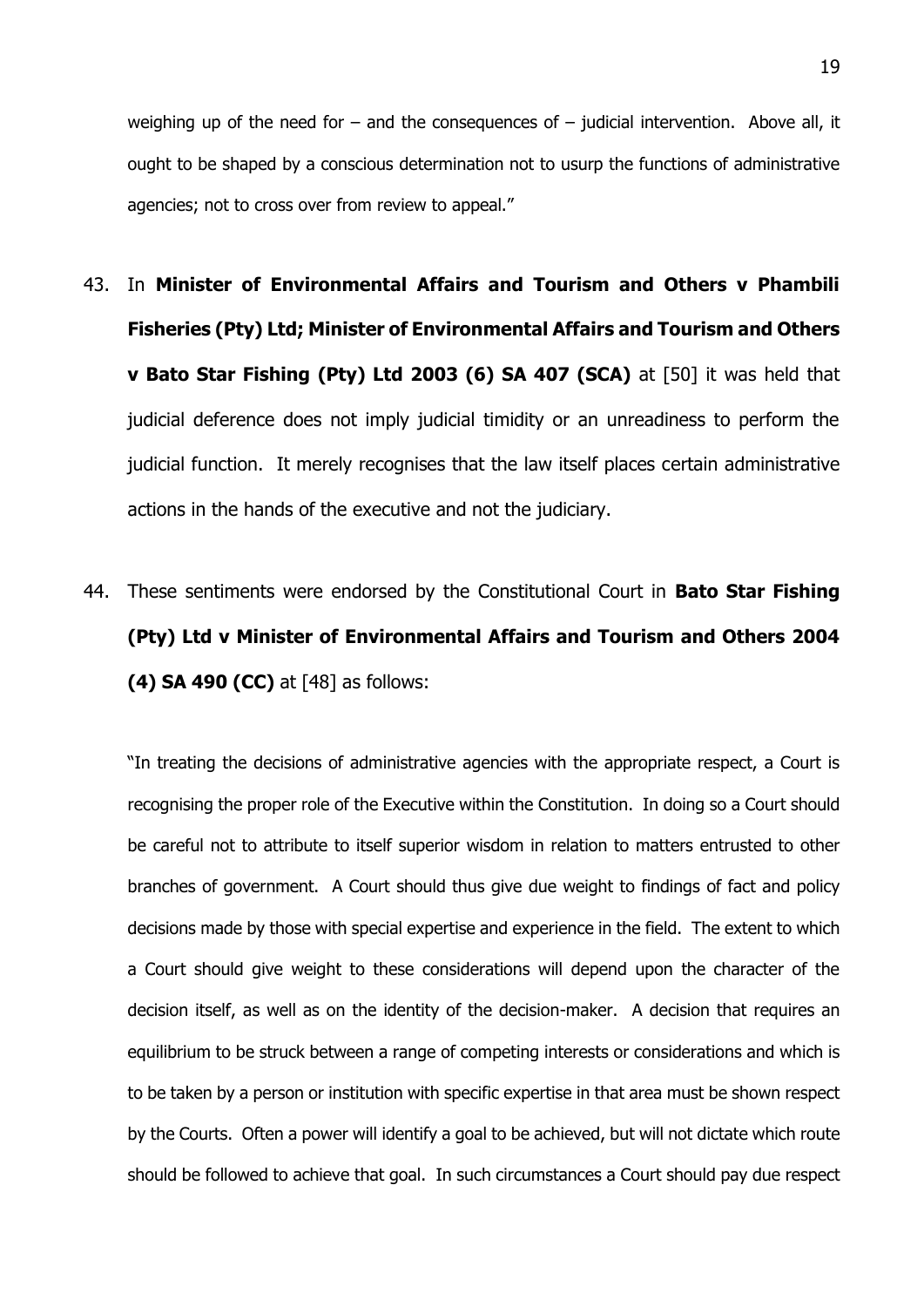weighing up of the need for – and the consequences of – judicial intervention. Above all, it ought to be shaped by a conscious determination not to usurp the functions of administrative agencies; not to cross over from review to appeal."

43. In **Minister of Environmental Affairs and Tourism and Others v Phambili Fisheries (Pty) Ltd; Minister of Environmental Affairs and Tourism and Others v Bato Star Fishing (Pty) Ltd 2003 (6) SA 407 (SCA)** at [50] it was held that judicial deference does not imply judicial timidity or an unreadiness to perform the judicial function. It merely recognises that the law itself places certain administrative actions in the hands of the executive and not the judiciary.

44. These sentiments were endorsed by the Constitutional Court in **Bato Star Fishing (Pty) Ltd v Minister of Environmental Affairs and Tourism and Others 2004 (4) SA 490 (CC)** at [48] as follows:

"In treating the decisions of administrative agencies with the appropriate respect, a Court is recognising the proper role of the Executive within the Constitution. In doing so a Court should be careful not to attribute to itself superior wisdom in relation to matters entrusted to other branches of government. A Court should thus give due weight to findings of fact and policy decisions made by those with special expertise and experience in the field. The extent to which a Court should give weight to these considerations will depend upon the character of the decision itself, as well as on the identity of the decision-maker. A decision that requires an equilibrium to be struck between a range of competing interests or considerations and which is to be taken by a person or institution with specific expertise in that area must be shown respect by the Courts. Often a power will identify a goal to be achieved, but will not dictate which route should be followed to achieve that goal. In such circumstances a Court should pay due respect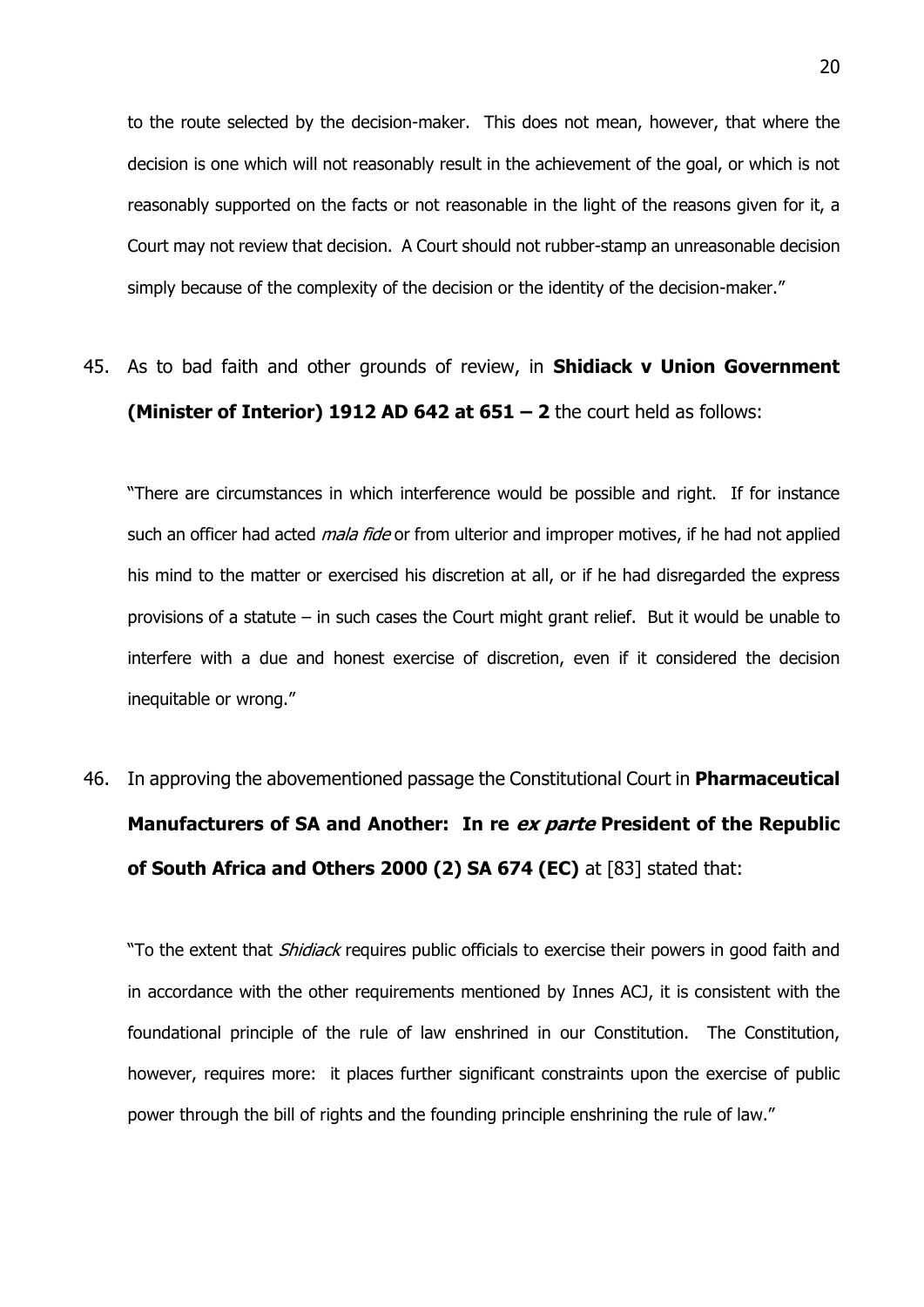to the route selected by the decision-maker. This does not mean, however, that where the decision is one which will not reasonably result in the achievement of the goal, or which is not reasonably supported on the facts or not reasonable in the light of the reasons given for it, a Court may not review that decision. A Court should not rubber-stamp an unreasonable decision simply because of the complexity of the decision or the identity of the decision-maker."

45. As to bad faith and other grounds of review, in **Shidiack v Union Government (Minister of Interior) 1912 AD 642 at 651 – 2** the court held as follows:

"There are circumstances in which interference would be possible and right. If for instance such an officer had acted *mala fide* or from ulterior and improper motives, if he had not applied his mind to the matter or exercised his discretion at all, or if he had disregarded the express provisions of a statute – in such cases the Court might grant relief. But it would be unable to interfere with a due and honest exercise of discretion, even if it considered the decision inequitable or wrong."

46. In approving the abovementioned passage the Constitutional Court in **Pharmaceutical Manufacturers of SA and Another: In re *ex parte* President of the Republic of South Africa and Others 2000 (2) SA 674 (EC)** at [83] stated that:

"To the extent that *Shidiack* requires public officials to exercise their powers in good faith and in accordance with the other requirements mentioned by Innes ACJ, it is consistent with the foundational principle of the rule of law enshrined in our Constitution. The Constitution, however, requires more: it places further significant constraints upon the exercise of public power through the bill of rights and the founding principle enshrining the rule of law."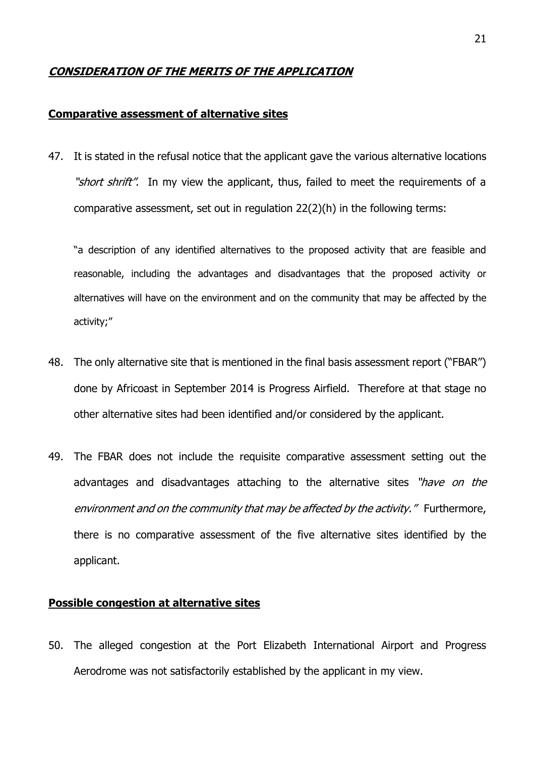## ***CONSIDERATION OF THE MERITS OF THE APPLICATION***

### **Comparative assessment of alternative sites**

47. It is stated in the refusal notice that the applicant gave the various alternative locations *"short shrift".* In my view the applicant, thus, failed to meet the requirements of a comparative assessment, set out in regulation 22(2)(h) in the following terms:

> "a description of any identified alternatives to the proposed activity that are feasible and reasonable, including the advantages and disadvantages that the proposed activity or alternatives will have on the environment and on the community that may be affected by the activity;"

48. The only alternative site that is mentioned in the final basis assessment report ("FBAR") done by Africoast in September 2014 is Progress Airfield. Therefore at that stage no other alternative sites had been identified and/or considered by the applicant.

49. The FBAR does not include the requisite comparative assessment setting out the advantages and disadvantages attaching to the alternative sites *"have on the environment and on the community that may be affected by the activity."* Furthermore, there is no comparative assessment of the five alternative sites identified by the applicant.

### **Possible congestion at alternative sites**

50. The alleged congestion at the Port Elizabeth International Airport and Progress Aerodrome was not satisfactorily established by the applicant in my view.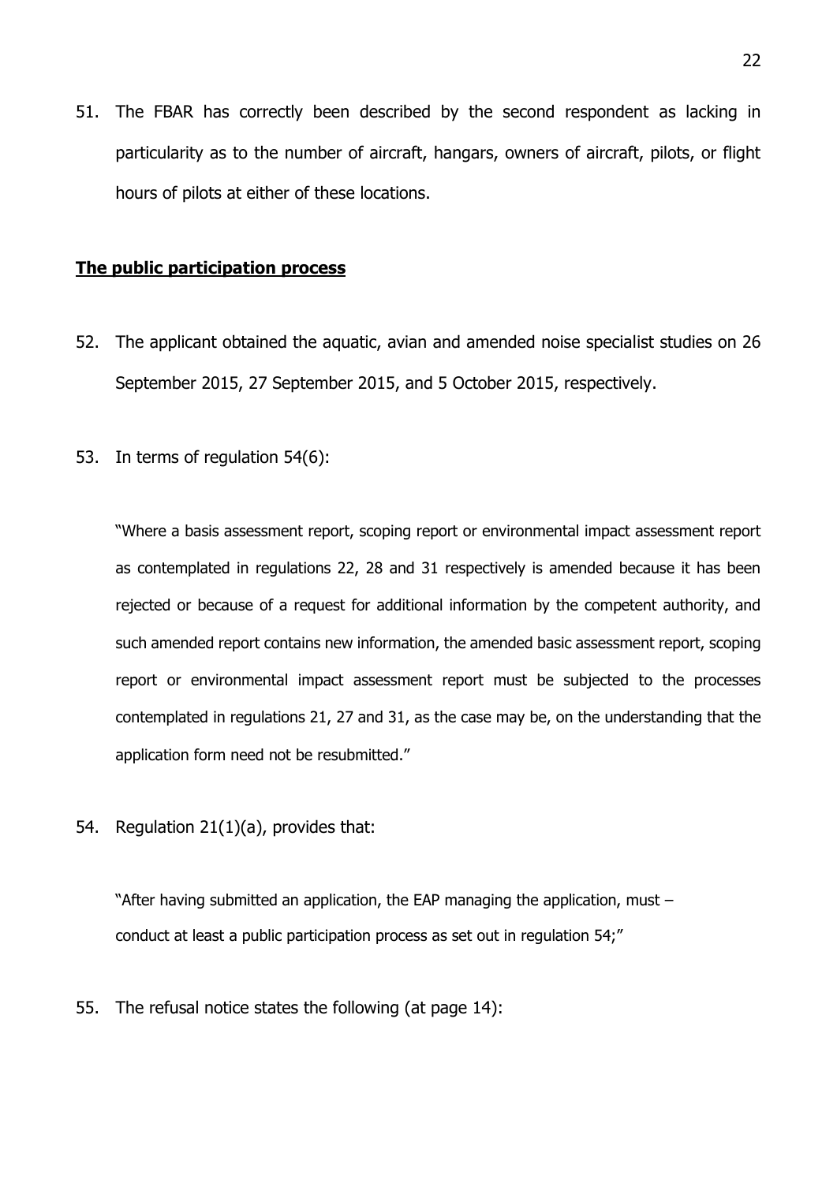51. The FBAR has correctly been described by the second respondent as lacking in particularity as to the number of aircraft, hangars, owners of aircraft, pilots, or flight hours of pilots at either of these locations.

**<u>The public participation process</u>**

52. The applicant obtained the aquatic, avian and amended noise specialist studies on 26 September 2015, 27 September 2015, and 5 October 2015, respectively.

53. In terms of regulation 54(6):

> "Where a basis assessment report, scoping report or environmental impact assessment report as contemplated in regulations 22, 28 and 31 respectively is amended because it has been rejected or because of a request for additional information by the competent authority, and such amended report contains new information, the amended basic assessment report, scoping report or environmental impact assessment report must be subjected to the processes contemplated in regulations 21, 27 and 31, as the case may be, on the understanding that the application form need not be resubmitted."

54. Regulation 21(1)(a), provides that:

> "After having submitted an application, the EAP managing the application, must –
> conduct at least a public participation process as set out in regulation 54;"

55. The refusal notice states the following (at page 14):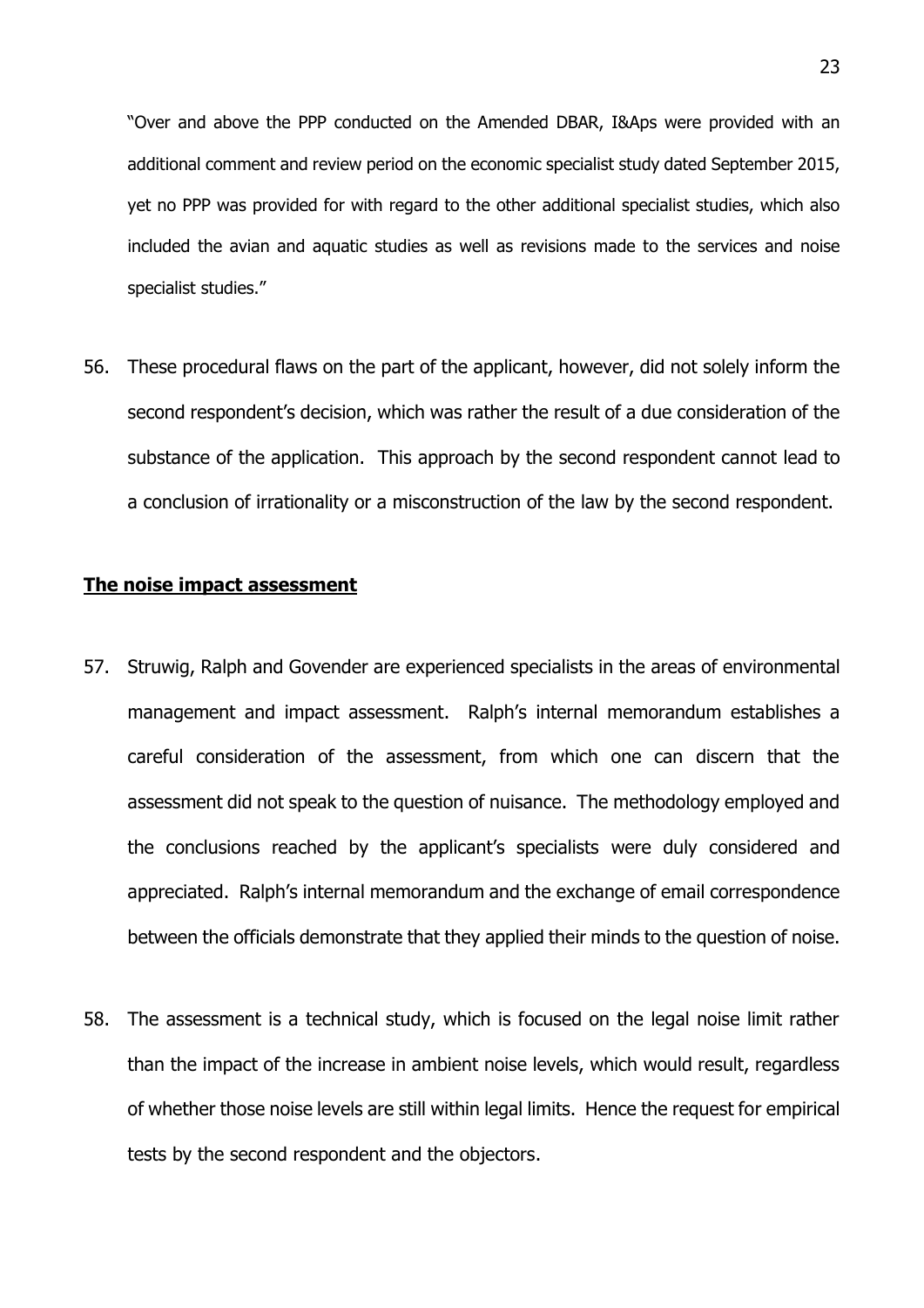"Over and above the PPP conducted on the Amended DBAR, I&Aps were provided with an additional comment and review period on the economic specialist study dated September 2015, yet no PPP was provided for with regard to the other additional specialist studies, which also included the avian and aquatic studies as well as revisions made to the services and noise specialist studies."

56. These procedural flaws on the part of the applicant, however, did not solely inform the second respondent's decision, which was rather the result of a due consideration of the substance of the application. This approach by the second respondent cannot lead to a conclusion of irrationality or a misconstruction of the law by the second respondent.

**The noise impact assessment**

57. Struwig, Ralph and Govender are experienced specialists in the areas of environmental management and impact assessment. Ralph's internal memorandum establishes a careful consideration of the assessment, from which one can discern that the assessment did not speak to the question of nuisance. The methodology employed and the conclusions reached by the applicant's specialists were duly considered and appreciated. Ralph's internal memorandum and the exchange of email correspondence between the officials demonstrate that they applied their minds to the question of noise.

58. The assessment is a technical study, which is focused on the legal noise limit rather than the impact of the increase in ambient noise levels, which would result, regardless of whether those noise levels are still within legal limits. Hence the request for empirical tests by the second respondent and the objectors.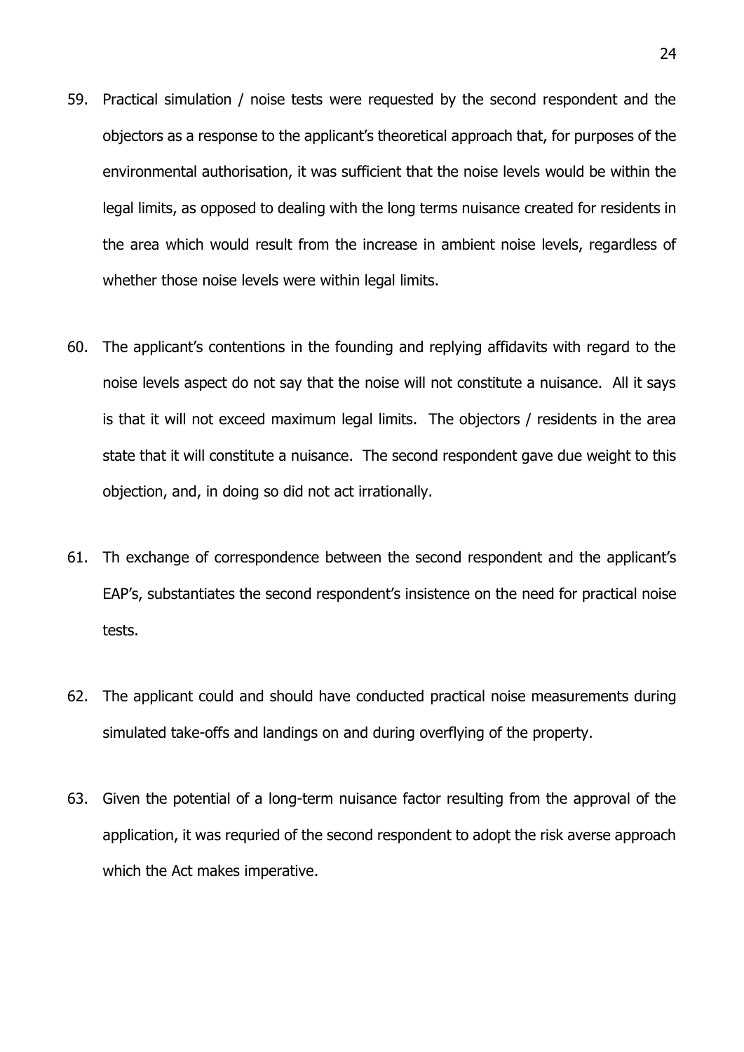59. Practical simulation / noise tests were requested by the second respondent and the objectors as a response to the applicant's theoretical approach that, for purposes of the environmental authorisation, it was sufficient that the noise levels would be within the legal limits, as opposed to dealing with the long terms nuisance created for residents in the area which would result from the increase in ambient noise levels, regardless of whether those noise levels were within legal limits.

60. The applicant's contentions in the founding and replying affidavits with regard to the noise levels aspect do not say that the noise will not constitute a nuisance. All it says is that it will not exceed maximum legal limits. The objectors / residents in the area state that it will constitute a nuisance. The second respondent gave due weight to this objection, and, in doing so did not act irrationally.

61. Th exchange of correspondence between the second respondent and the applicant's EAP's, substantiates the second respondent's insistence on the need for practical noise tests.

62. The applicant could and should have conducted practical noise measurements during simulated take-offs and landings on and during overflying of the property.

63. Given the potential of a long-term nuisance factor resulting from the approval of the application, it was requried of the second respondent to adopt the risk averse approach which the Act makes imperative.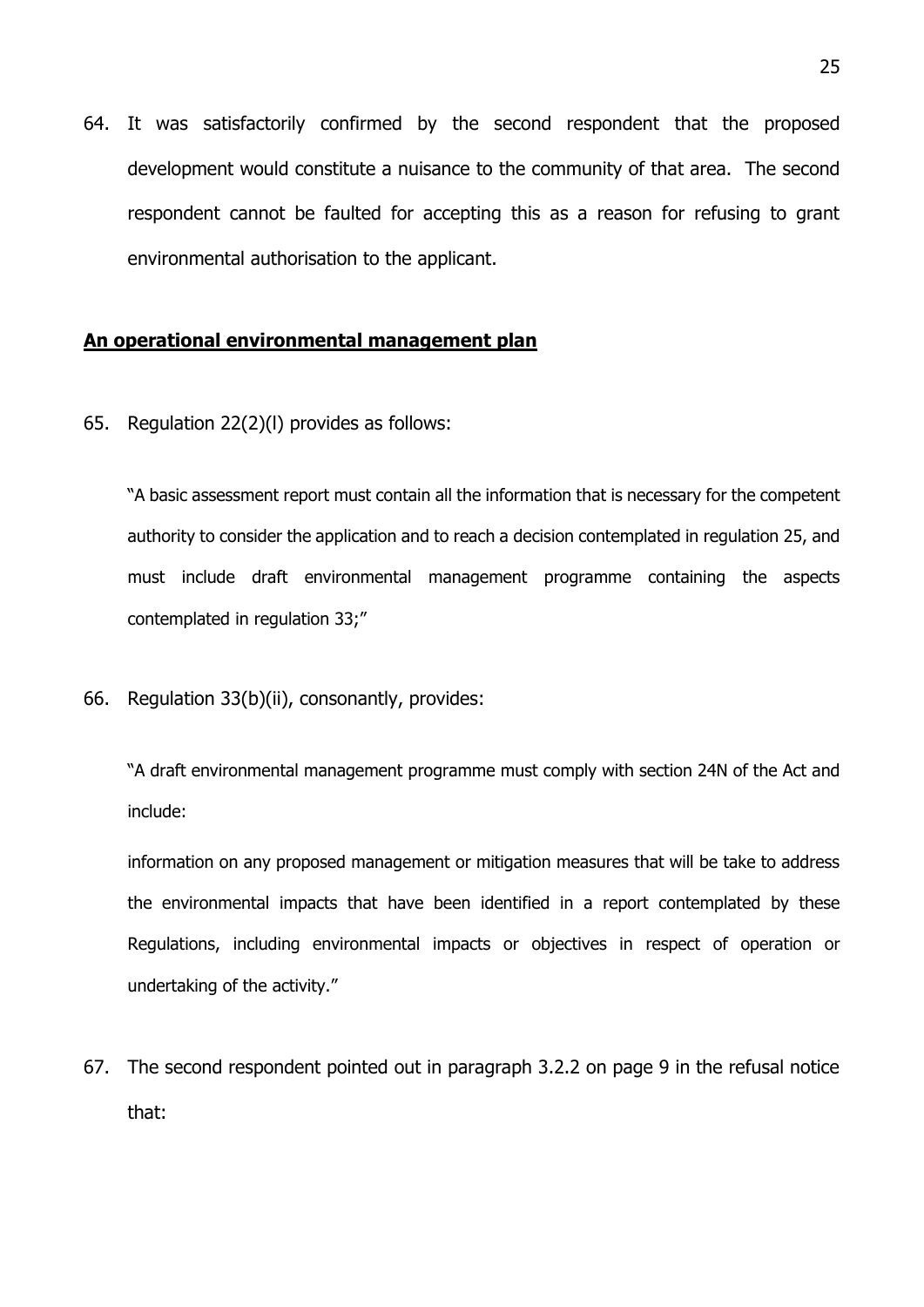64. It was satisfactorily confirmed by the second respondent that the proposed development would constitute a nuisance to the community of that area. The second respondent cannot be faulted for accepting this as a reason for refusing to grant environmental authorisation to the applicant.

## **An operational environmental management plan**

65. Regulation 22(2)(l) provides as follows:

> "A basic assessment report must contain all the information that is necessary for the competent authority to consider the application and to reach a decision contemplated in regulation 25, and must include draft environmental management programme containing the aspects contemplated in regulation 33;"

66. Regulation 33(b)(ii), consonantly, provides:

> "A draft environmental management programme must comply with section 24N of the Act and include:
>
> information on any proposed management or mitigation measures that will be take to address the environmental impacts that have been identified in a report contemplated by these Regulations, including environmental impacts or objectives in respect of operation or undertaking of the activity."

67. The second respondent pointed out in paragraph 3.2.2 on page 9 in the refusal notice that: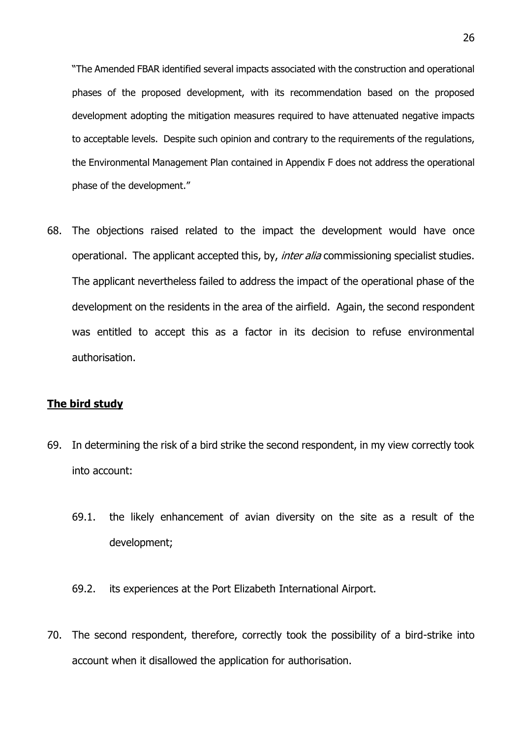"The Amended FBAR identified several impacts associated with the construction and operational phases of the proposed development, with its recommendation based on the proposed development adopting the mitigation measures required to have attenuated negative impacts to acceptable levels. Despite such opinion and contrary to the requirements of the regulations, the Environmental Management Plan contained in Appendix F does not address the operational phase of the development."

68. The objections raised related to the impact the development would have once operational. The applicant accepted this, by, *inter alia* commissioning specialist studies. The applicant nevertheless failed to address the impact of the operational phase of the development on the residents in the area of the airfield. Again, the second respondent was entitled to accept this as a factor in its decision to refuse environmental authorisation.

**The bird study**

69. In determining the risk of a bird strike the second respondent, in my view correctly took into account:

    69.1. the likely enhancement of avian diversity on the site as a result of the development;

    69.2. its experiences at the Port Elizabeth International Airport.

70. The second respondent, therefore, correctly took the possibility of a bird-strike into account when it disallowed the application for authorisation.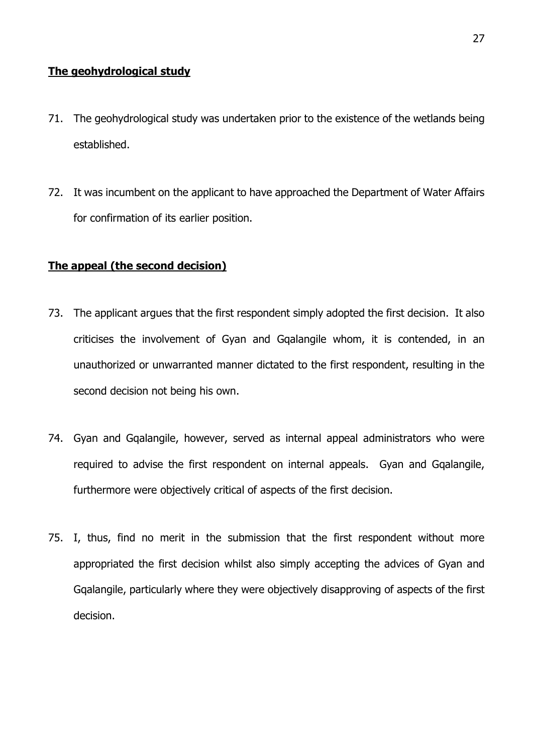**The geohydrological study**

71. The geohydrological study was undertaken prior to the existence of the wetlands being established.

72. It was incumbent on the applicant to have approached the Department of Water Affairs for confirmation of its earlier position.

**The appeal (the second decision)**

73. The applicant argues that the first respondent simply adopted the first decision. It also criticises the involvement of Gyan and Gqalangile whom, it is contended, in an unauthorized or unwarranted manner dictated to the first respondent, resulting in the second decision not being his own.

74. Gyan and Gqalangile, however, served as internal appeal administrators who were required to advise the first respondent on internal appeals. Gyan and Gqalangile, furthermore were objectively critical of aspects of the first decision.

75. I, thus, find no merit in the submission that the first respondent without more appropriated the first decision whilst also simply accepting the advices of Gyan and Gqalangile, particularly where they were objectively disapproving of aspects of the first decision.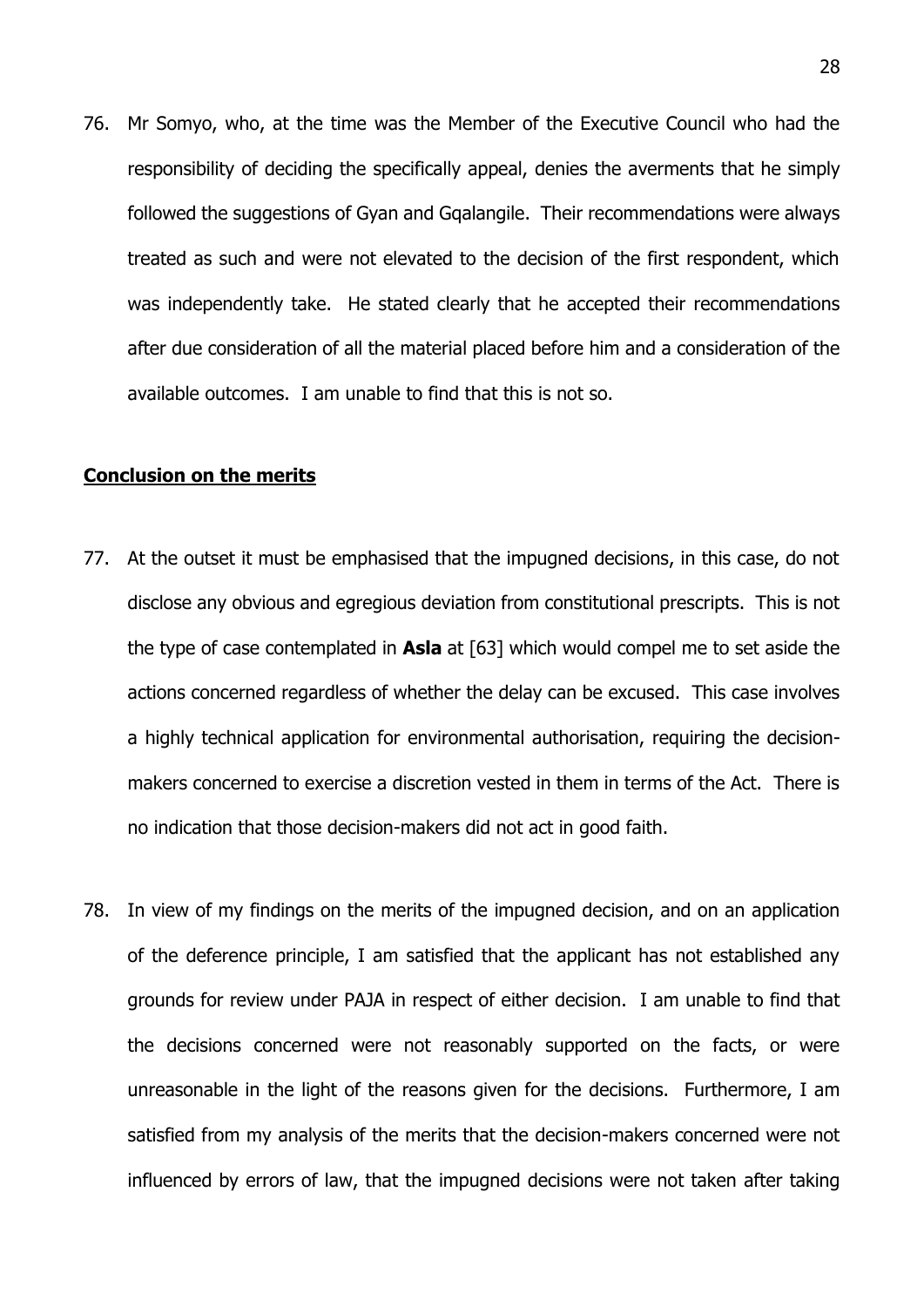76. Mr Somyo, who, at the time was the Member of the Executive Council who had the responsibility of deciding the specifically appeal, denies the averments that he simply followed the suggestions of Gyan and Gqalangile. Their recommendations were always treated as such and were not elevated to the decision of the first respondent, which was independently take. He stated clearly that he accepted their recommendations after due consideration of all the material placed before him and a consideration of the available outcomes. I am unable to find that this is not so.

## **Conclusion on the merits**

77. At the outset it must be emphasised that the impugned decisions, in this case, do not disclose any obvious and egregious deviation from constitutional prescripts. This is not the type of case contemplated in **Asla** at [63] which would compel me to set aside the actions concerned regardless of whether the delay can be excused. This case involves a highly technical application for environmental authorisation, requiring the decision-makers concerned to exercise a discretion vested in them in terms of the Act. There is no indication that those decision-makers did not act in good faith.

78. In view of my findings on the merits of the impugned decision, and on an application of the deference principle, I am satisfied that the applicant has not established any grounds for review under PAJA in respect of either decision. I am unable to find that the decisions concerned were not reasonably supported on the facts, or were unreasonable in the light of the reasons given for the decisions. Furthermore, I am satisfied from my analysis of the merits that the decision-makers concerned were not influenced by errors of law, that the impugned decisions were not taken after taking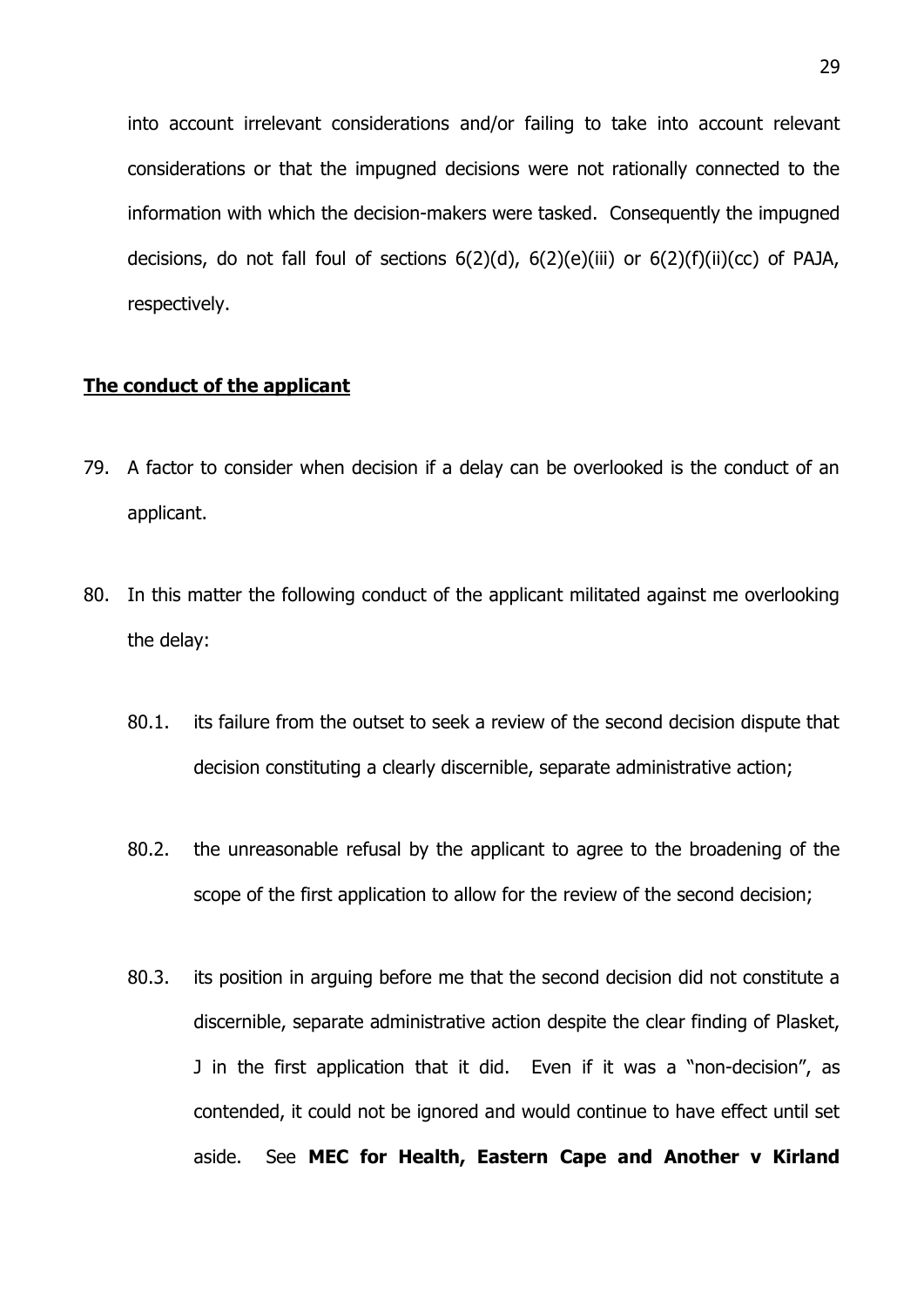into account irrelevant considerations and/or failing to take into account relevant considerations or that the impugned decisions were not rationally connected to the information with which the decision-makers were tasked. Consequently the impugned decisions, do not fall foul of sections 6(2)(d), 6(2)(e)(iii) or 6(2)(f)(ii)(cc) of PAJA, respectively.

## <u>**The conduct of the applicant**</u>

79. A factor to consider when decision if a delay can be overlooked is the conduct of an applicant.

80. In this matter the following conduct of the applicant militated against me overlooking the delay:

    80.1. its failure from the outset to seek a review of the second decision dispute that decision constituting a clearly discernible, separate administrative action;

    80.2. the unreasonable refusal by the applicant to agree to the broadening of the scope of the first application to allow for the review of the second decision;

    80.3. its position in arguing before me that the second decision did not constitute a discernible, separate administrative action despite the clear finding of Plasket, J in the first application that it did. Even if it was a "non-decision", as contended, it could not be ignored and would continue to have effect until set aside. See **MEC for Health, Eastern Cape and Another v Kirland**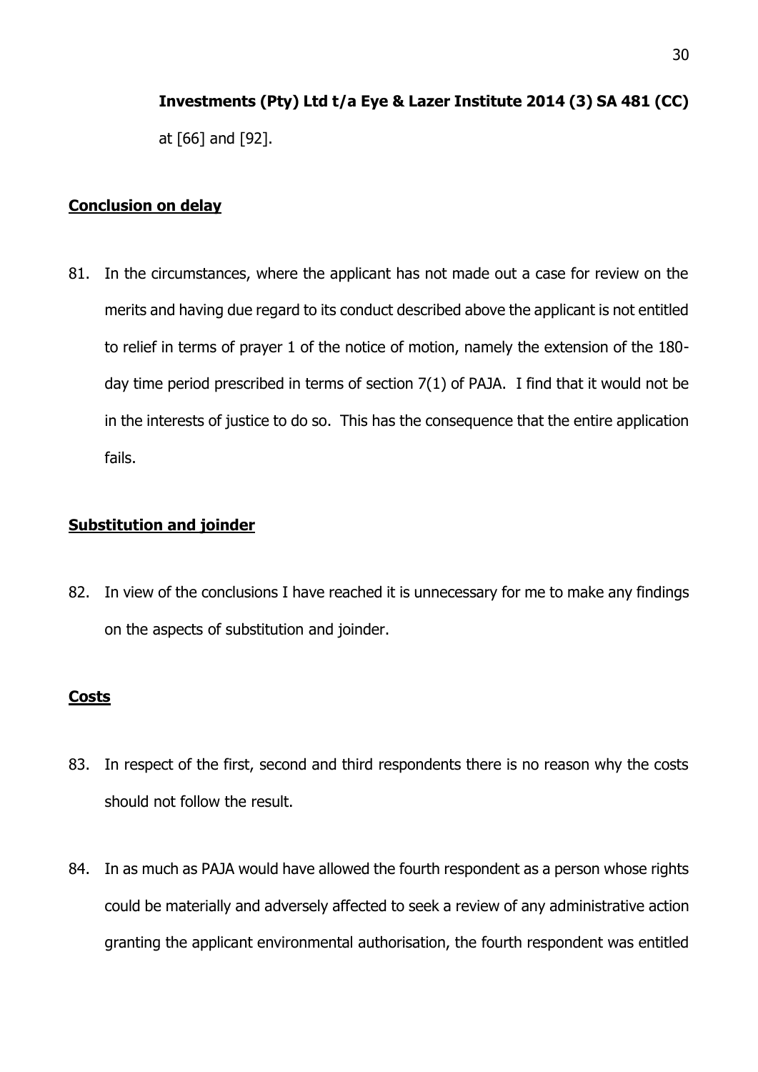**Investments (Pty) Ltd t/a Eye & Lazer Institute 2014 (3) SA 481 (CC)** at [66] and [92].

**Conclusion on delay**

81. In the circumstances, where the applicant has not made out a case for review on the merits and having due regard to its conduct described above the applicant is not entitled to relief in terms of prayer 1 of the notice of motion, namely the extension of the 180-day time period prescribed in terms of section 7(1) of PAJA. I find that it would not be in the interests of justice to do so. This has the consequence that the entire application fails.

**Substitution and joinder**

82. In view of the conclusions I have reached it is unnecessary for me to make any findings on the aspects of substitution and joinder.

**Costs**

83. In respect of the first, second and third respondents there is no reason why the costs should not follow the result.

84. In as much as PAJA would have allowed the fourth respondent as a person whose rights could be materially and adversely affected to seek a review of any administrative action granting the applicant environmental authorisation, the fourth respondent was entitled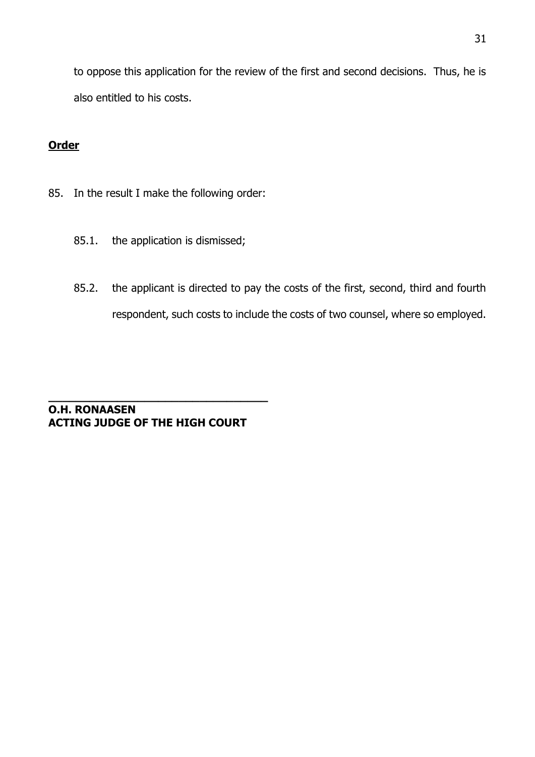to oppose this application for the review of the first and second decisions. Thus, he is also entitled to his costs.

**<u>Order</u>**

85. In the result I make the following order:

    85.1. the application is dismissed;

    85.2. the applicant is directed to pay the costs of the first, second, third and fourth respondent, such costs to include the costs of two counsel, where so employed.

\_\_\_\_\_\_\_\_\_\_\_\_\_\_\_\_\_\_\_\_\_\_\_\_\_\_\_\_\_\_\_\_\_\_

**O.H. RONAASEN**
**ACTING JUDGE OF THE HIGH COURT**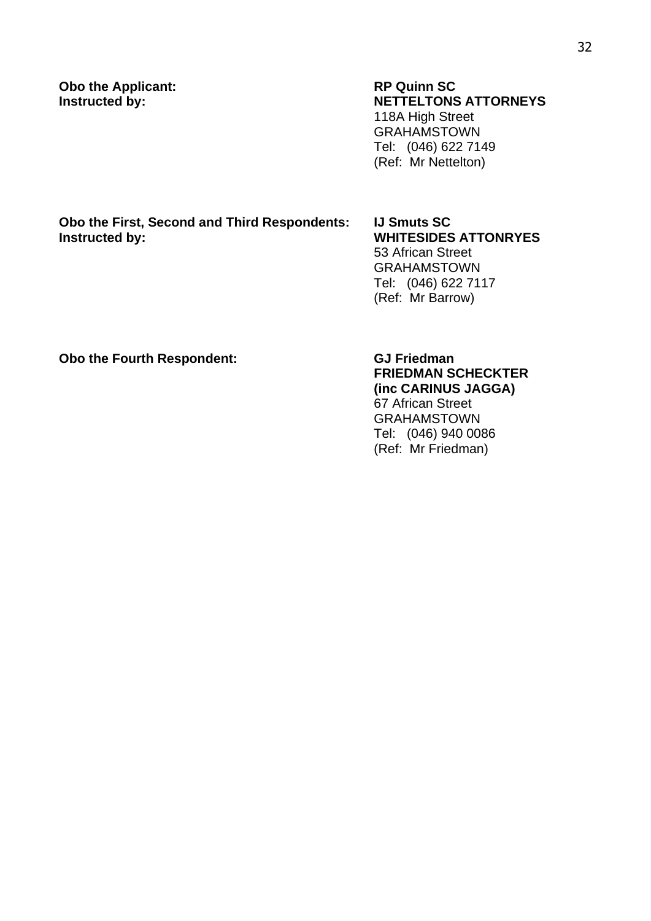**Obo the Applicant:** **RP Quinn SC**
**Instructed by:** **NETTELTONS ATTORNEYS**
118A High Street
GRAHAMSTOWN
Tel: (046) 622 7149
(Ref: Mr Nettelton)

**Obo the First, Second and Third Respondents:** **IJ Smuts SC**
**Instructed by:** **WHITESIDES ATTONRYES**
53 African Street
GRAHAMSTOWN
Tel: (046) 622 7117
(Ref: Mr Barrow)

**Obo the Fourth Respondent:** **GJ Friedman**
**FRIEDMAN SCHECKTER**
**(inc CARINUS JAGGA)**
67 African Street
GRAHAMSTOWN
Tel: (046) 940 0086
(Ref: Mr Friedman)